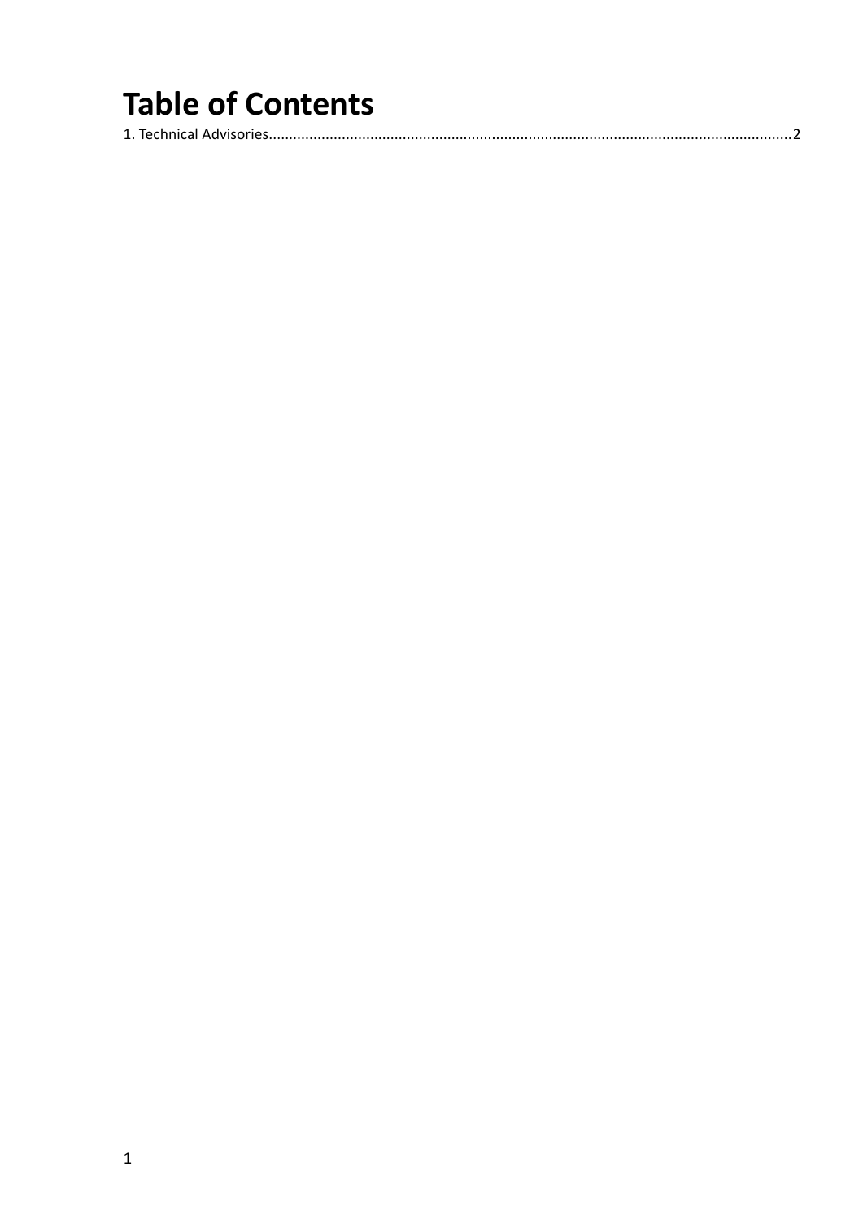# Table of Contents

1. Technical Advisories....................................................................................................................................2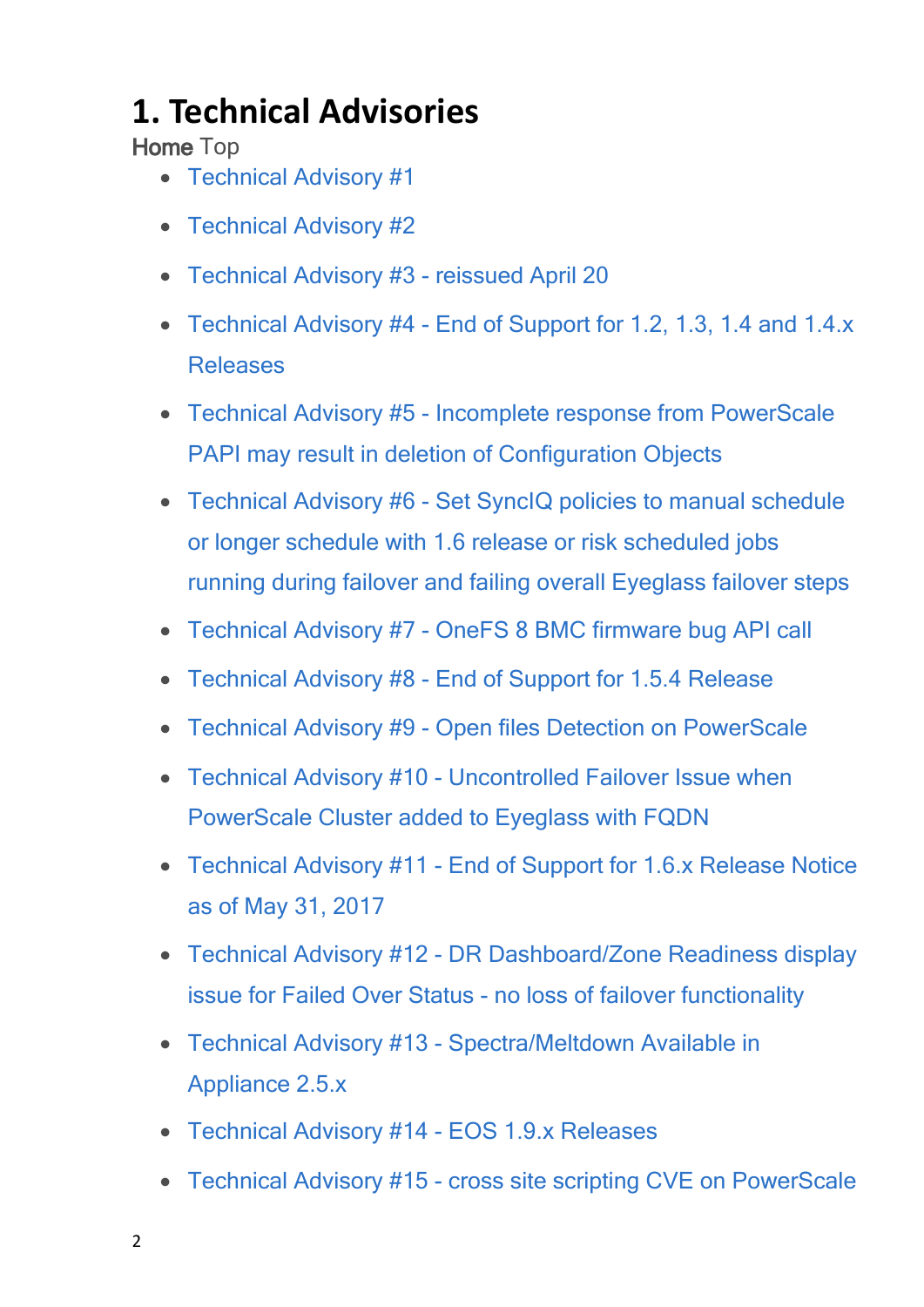# 1. Technical Advisories

**Home** Top

- Technical Advisory #1
- Technical Advisory #2
- Technical Advisory #3 - reissued April 20
- Technical Advisory #4 - End of Support for 1.2, 1.3, 1.4 and 1.4.x Releases
- Technical Advisory #5 - Incomplete response from PowerScale PAPI may result in deletion of Configuration Objects
- Technical Advisory #6 - Set SyncIQ policies to manual schedule or longer schedule with 1.6 release or risk scheduled jobs running during failover and failing overall Eyeglass failover steps
- Technical Advisory #7 - OneFS 8 BMC firmware bug API call
- Technical Advisory #8 - End of Support for 1.5.4 Release
- Technical Advisory #9 - Open files Detection on PowerScale
- Technical Advisory #10 - Uncontrolled Failover Issue when PowerScale Cluster added to Eyeglass with FQDN
- Technical Advisory #11 - End of Support for 1.6.x Release Notice as of May 31, 2017
- Technical Advisory #12 - DR Dashboard/Zone Readiness display issue for Failed Over Status - no loss of failover functionality
- Technical Advisory #13 - Spectra/Meltdown Available in Appliance 2.5.x
- Technical Advisory #14 - EOS 1.9.x Releases
- Technical Advisory #15 - cross site scripting CVE on PowerScale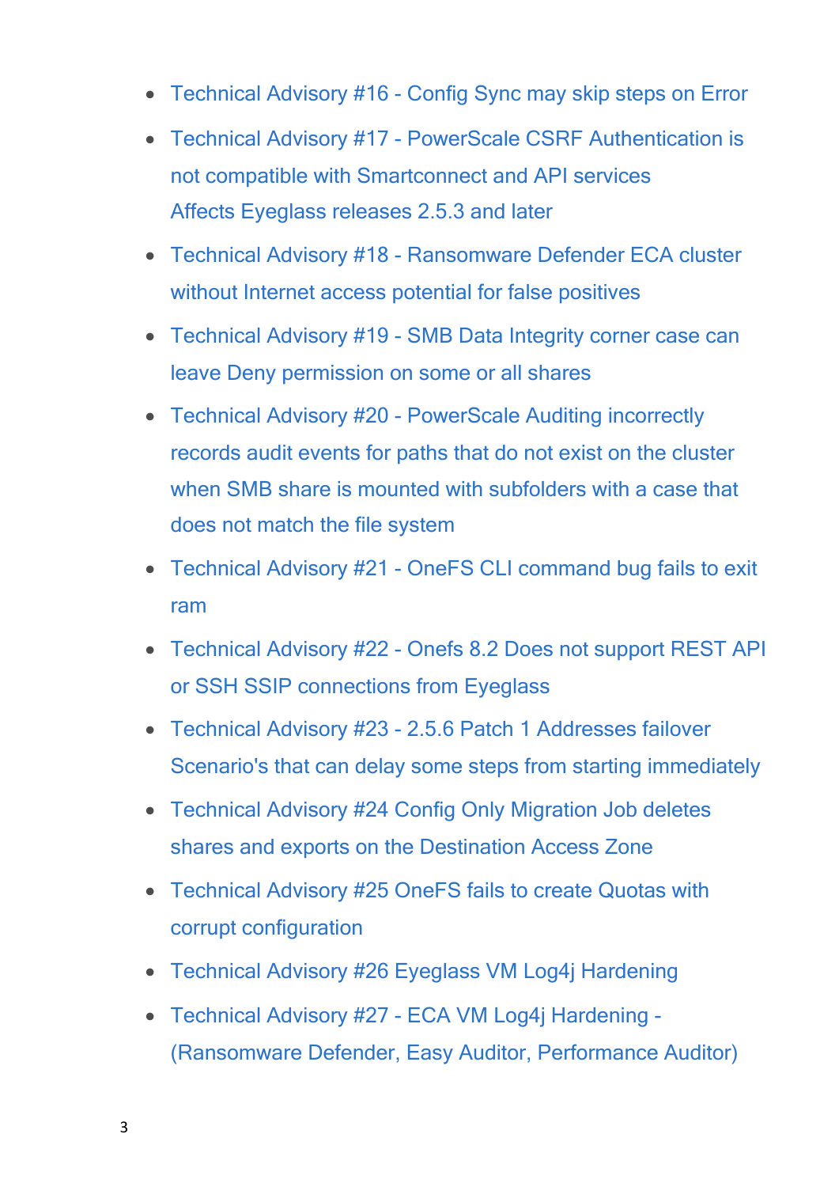- Technical Advisory #16 - Config Sync may skip steps on Error
- Technical Advisory #17 - PowerScale CSRF Authentication is not compatible with Smartconnect and API services
  Affects Eyeglass releases 2.5.3 and later
- Technical Advisory #18 - Ransomware Defender ECA cluster without Internet access potential for false positives
- Technical Advisory #19 - SMB Data Integrity corner case can leave Deny permission on some or all shares
- Technical Advisory #20 - PowerScale Auditing incorrectly records audit events for paths that do not exist on the cluster when SMB share is mounted with subfolders with a case that does not match the file system
- Technical Advisory #21 - OneFS CLI command bug fails to exit ram
- Technical Advisory #22 - Onefs 8.2 Does not support REST API or SSH SSIP connections from Eyeglass
- Technical Advisory #23 - 2.5.6 Patch 1 Addresses failover Scenario's that can delay some steps from starting immediately
- Technical Advisory #24 Config Only Migration Job deletes shares and exports on the Destination Access Zone
- Technical Advisory #25 OneFS fails to create Quotas with corrupt configuration
- Technical Advisory #26 Eyeglass VM Log4j Hardening
- Technical Advisory #27 - ECA VM Log4j Hardening - (Ransomware Defender, Easy Auditor, Performance Auditor)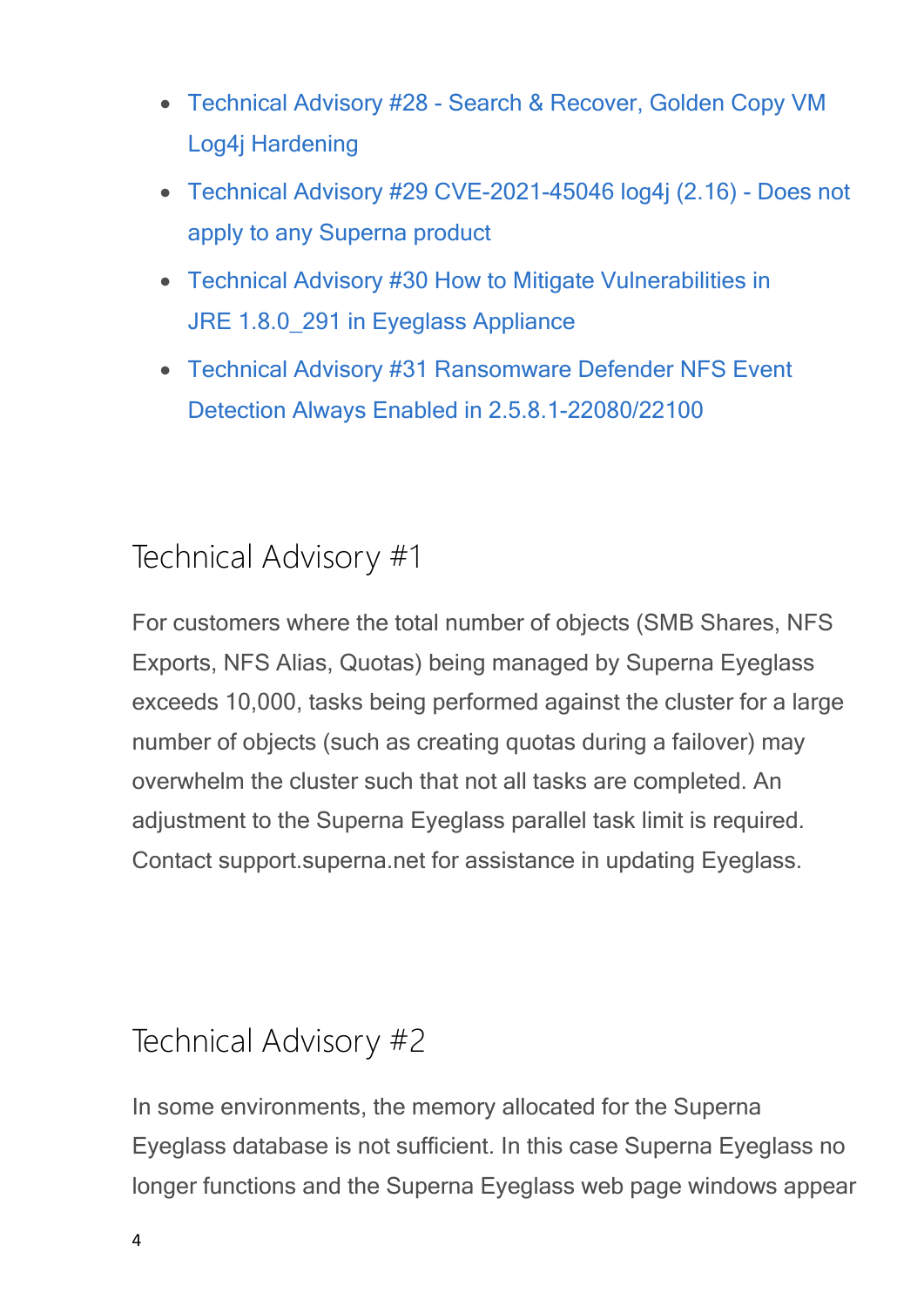- Technical Advisory #28 - Search & Recover, Golden Copy VM Log4j Hardening
- Technical Advisory #29 CVE-2021-45046 log4j (2.16) - Does not apply to any Superna product
- Technical Advisory #30 How to Mitigate Vulnerabilities in JRE 1.8.0_291 in Eyeglass Appliance
- Technical Advisory #31 Ransomware Defender NFS Event Detection Always Enabled in 2.5.8.1-22080/22100

# Technical Advisory #1

For customers where the total number of objects (SMB Shares, NFS Exports, NFS Alias, Quotas) being managed by Superna Eyeglass exceeds 10,000, tasks being performed against the cluster for a large number of objects (such as creating quotas during a failover) may overwhelm the cluster such that not all tasks are completed. An adjustment to the Superna Eyeglass parallel task limit is required. Contact support.superna.net for assistance in updating Eyeglass.

# Technical Advisory #2

In some environments, the memory allocated for the Superna Eyeglass database is not sufficient. In this case Superna Eyeglass no longer functions and the Superna Eyeglass web page windows appear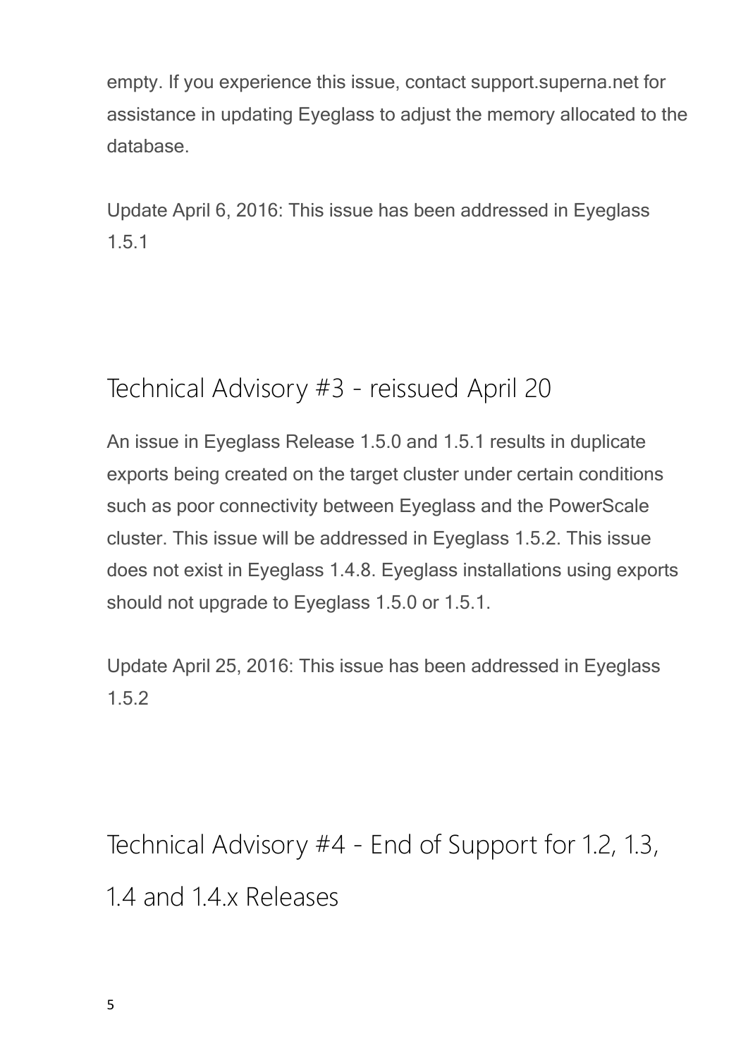empty. If you experience this issue, contact support.superna.net for assistance in updating Eyeglass to adjust the memory allocated to the database.

Update April 6, 2016: This issue has been addressed in Eyeglass 1.5.1

## Technical Advisory #3 - reissued April 20

An issue in Eyeglass Release 1.5.0 and 1.5.1 results in duplicate exports being created on the target cluster under certain conditions such as poor connectivity between Eyeglass and the PowerScale cluster. This issue will be addressed in Eyeglass 1.5.2. This issue does not exist in Eyeglass 1.4.8. Eyeglass installations using exports should not upgrade to Eyeglass 1.5.0 or 1.5.1.

Update April 25, 2016: This issue has been addressed in Eyeglass 1.5.2

## Technical Advisory #4 - End of Support for 1.2, 1.3, 1.4 and 1.4.x Releases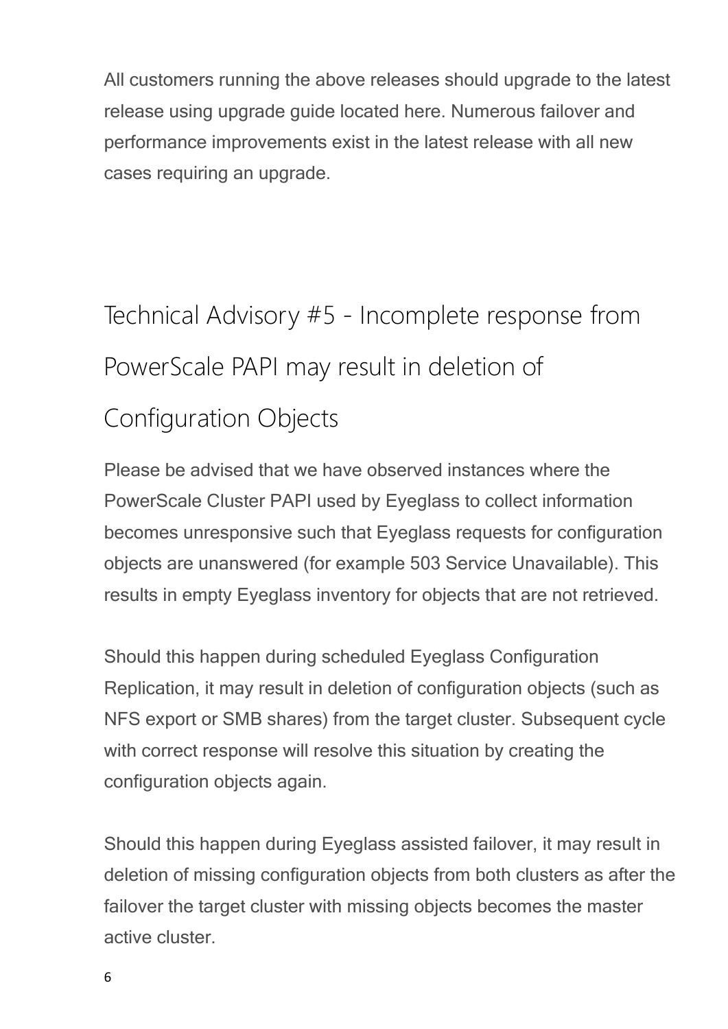All customers running the above releases should upgrade to the latest release using upgrade guide located here. Numerous failover and performance improvements exist in the latest release with all new cases requiring an upgrade.

## Technical Advisory #5 - Incomplete response from PowerScale PAPI may result in deletion of Configuration Objects

Please be advised that we have observed instances where the PowerScale Cluster PAPI used by Eyeglass to collect information becomes unresponsive such that Eyeglass requests for configuration objects are unanswered (for example 503 Service Unavailable). This results in empty Eyeglass inventory for objects that are not retrieved.

Should this happen during scheduled Eyeglass Configuration Replication, it may result in deletion of configuration objects (such as NFS export or SMB shares) from the target cluster. Subsequent cycle with correct response will resolve this situation by creating the configuration objects again.

Should this happen during Eyeglass assisted failover, it may result in deletion of missing configuration objects from both clusters as after the failover the target cluster with missing objects becomes the master active cluster.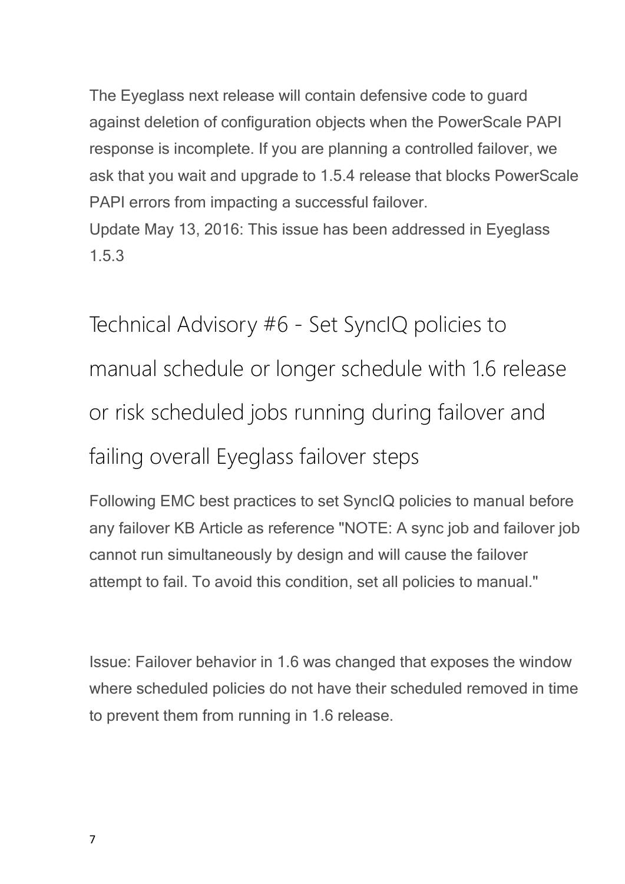The Eyeglass next release will contain defensive code to guard against deletion of configuration objects when the PowerScale PAPI response is incomplete. If you are planning a controlled failover, we ask that you wait and upgrade to 1.5.4 release that blocks PowerScale PAPI errors from impacting a successful failover.
Update May 13, 2016: This issue has been addressed in Eyeglass 1.5.3

# Technical Advisory #6 - Set SyncIQ policies to manual schedule or longer schedule with 1.6 release or risk scheduled jobs running during failover and failing overall Eyeglass failover steps

Following EMC best practices to set SyncIQ policies to manual before any failover KB Article as reference "NOTE: A sync job and failover job cannot run simultaneously by design and will cause the failover attempt to fail. To avoid this condition, set all policies to manual."

Issue: Failover behavior in 1.6 was changed that exposes the window where scheduled policies do not have their scheduled removed in time to prevent them from running in 1.6 release.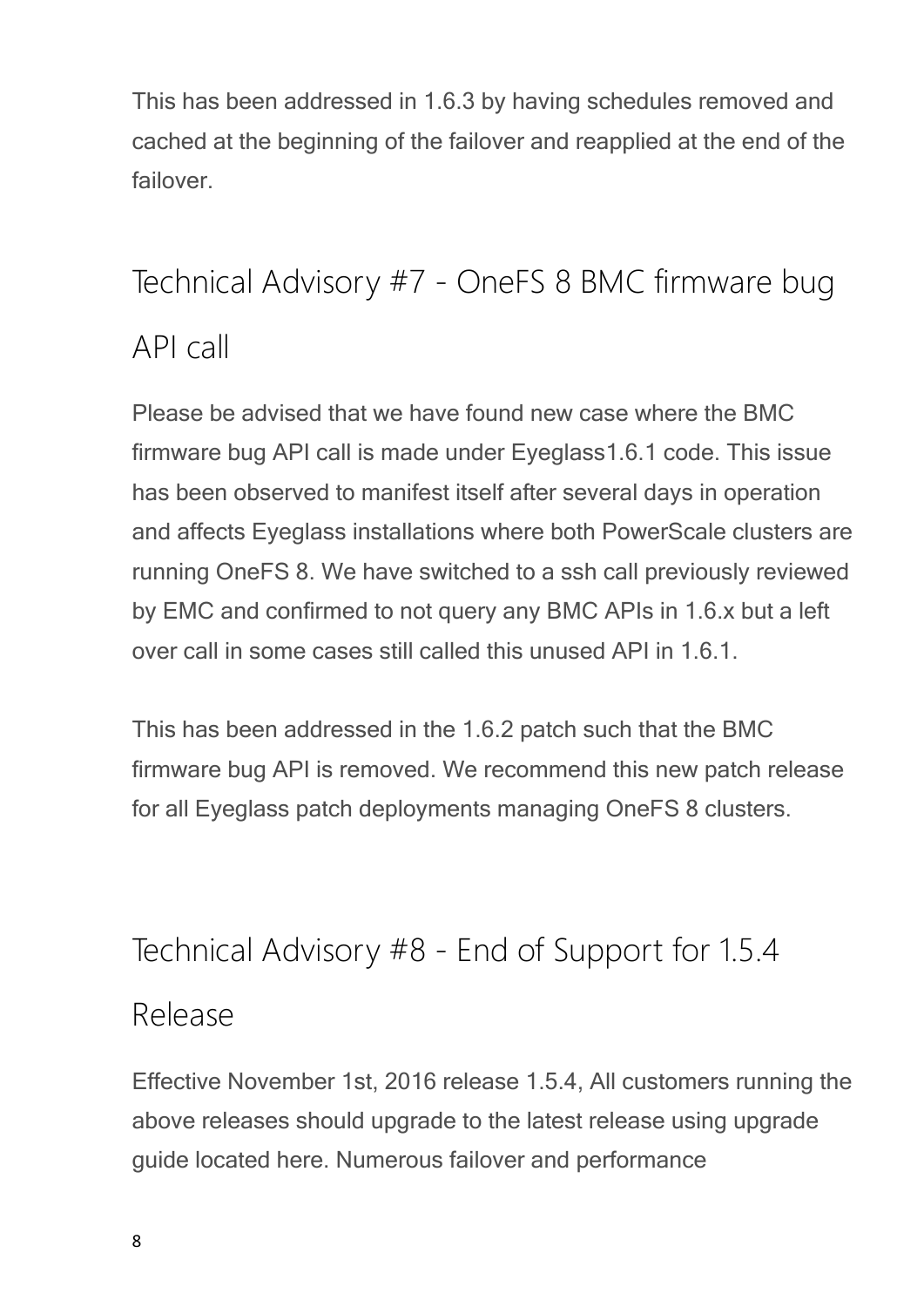This has been addressed in 1.6.3 by having schedules removed and cached at the beginning of the failover and reapplied at the end of the failover.

## Technical Advisory #7 - OneFS 8 BMC firmware bug API call

Please be advised that we have found new case where the BMC firmware bug API call is made under Eyeglass1.6.1 code. This issue has been observed to manifest itself after several days in operation and affects Eyeglass installations where both PowerScale clusters are running OneFS 8. We have switched to a ssh call previously reviewed by EMC and confirmed to not query any BMC APIs in 1.6.x but a left over call in some cases still called this unused API in 1.6.1.

This has been addressed in the 1.6.2 patch such that the BMC firmware bug API is removed. We recommend this new patch release for all Eyeglass patch deployments managing OneFS 8 clusters.

## Technical Advisory #8 - End of Support for 1.5.4 Release

Effective November 1st, 2016 release 1.5.4, All customers running the above releases should upgrade to the latest release using upgrade guide located here. Numerous failover and performance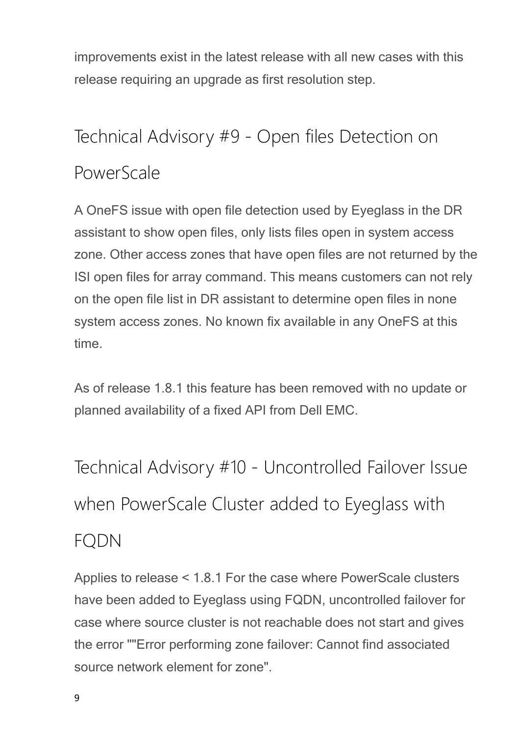improvements exist in the latest release with all new cases with this release requiring an upgrade as first resolution step.

## Technical Advisory #9 - Open files Detection on PowerScale

A OneFS issue with open file detection used by Eyeglass in the DR assistant to show open files, only lists files open in system access zone. Other access zones that have open files are not returned by the ISI open files for array command. This means customers can not rely on the open file list in DR assistant to determine open files in none system access zones. No known fix available in any OneFS at this time.

As of release 1.8.1 this feature has been removed with no update or planned availability of a fixed API from Dell EMC.

## Technical Advisory #10 - Uncontrolled Failover Issue when PowerScale Cluster added to Eyeglass with FQDN

Applies to release < 1.8.1 For the case where PowerScale clusters have been added to Eyeglass using FQDN, uncontrolled failover for case where source cluster is not reachable does not start and gives the error ""Error performing zone failover: Cannot find associated source network element for zone".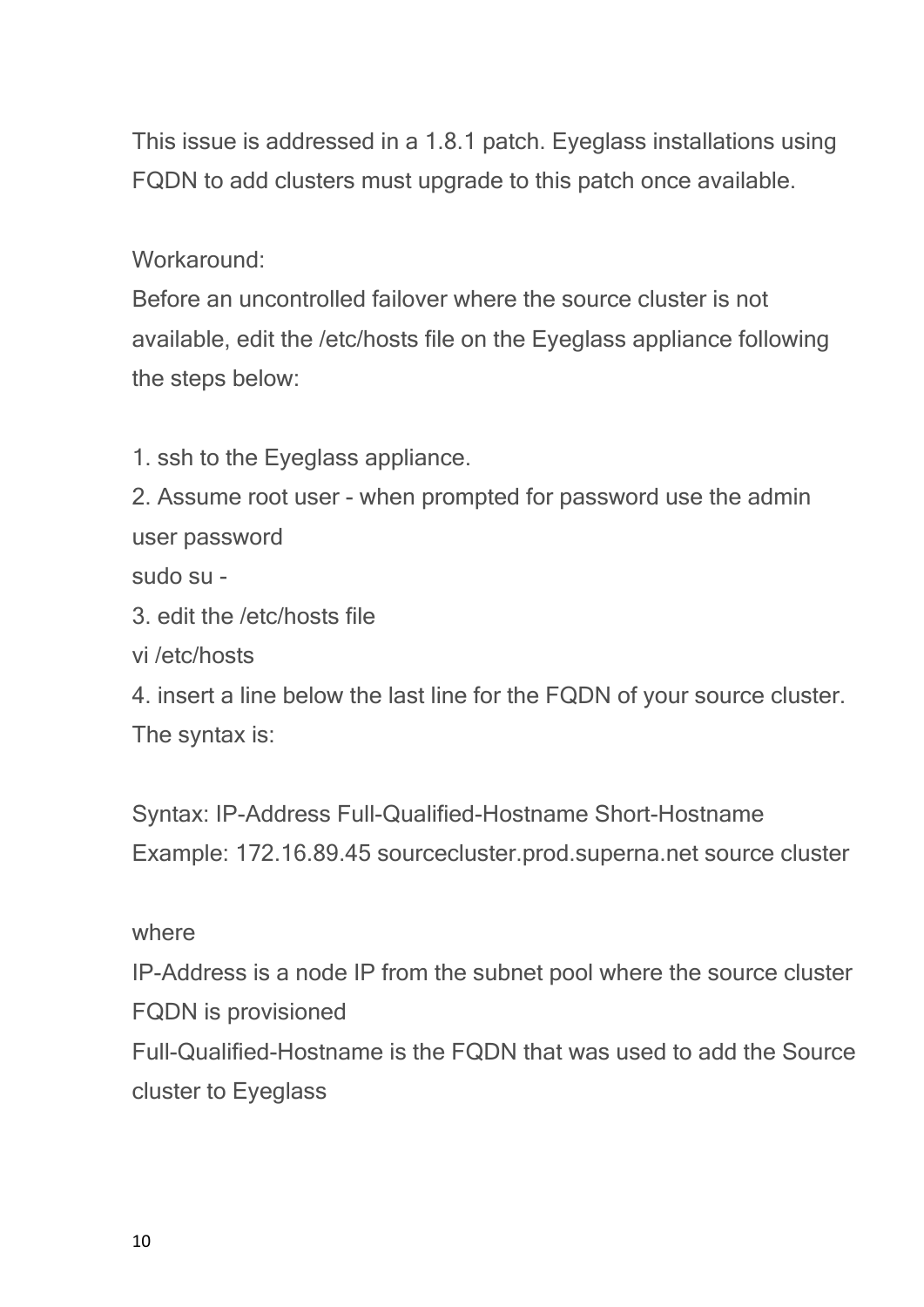This issue is addressed in a 1.8.1 patch. Eyeglass installations using FQDN to add clusters must upgrade to this patch once available.

Workaround:
Before an uncontrolled failover where the source cluster is not available, edit the /etc/hosts file on the Eyeglass appliance following the steps below:

1. ssh to the Eyeglass appliance.
2. Assume root user - when prompted for password use the admin user password
sudo su -
3. edit the /etc/hosts file
vi /etc/hosts
4. insert a line below the last line for the FQDN of your source cluster. The syntax is:

Syntax: IP-Address Full-Qualified-Hostname Short-Hostname
Example: 172.16.89.45 sourcecluster.prod.superna.net source cluster

where
IP-Address is a node IP from the subnet pool where the source cluster FQDN is provisioned
Full-Qualified-Hostname is the FQDN that was used to add the Source cluster to Eyeglass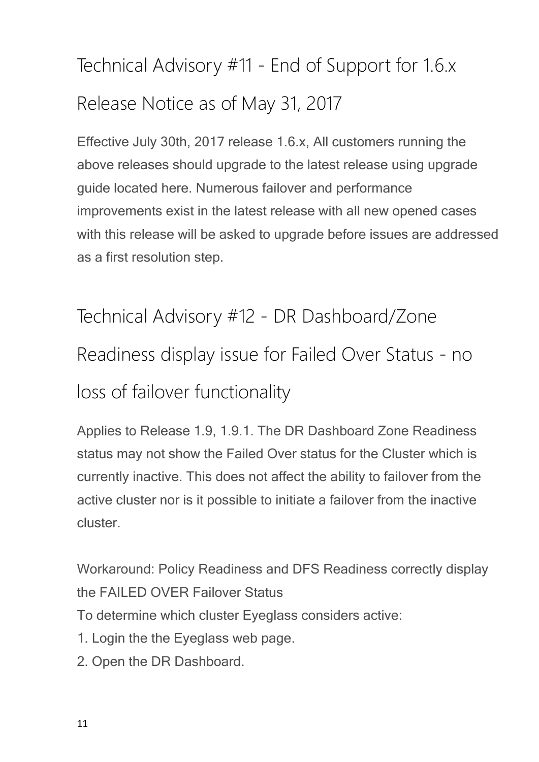## Technical Advisory #11 - End of Support for 1.6.x Release Notice as of May 31, 2017

Effective July 30th, 2017 release 1.6.x, All customers running the above releases should upgrade to the latest release using upgrade guide located here. Numerous failover and performance improvements exist in the latest release with all new opened cases with this release will be asked to upgrade before issues are addressed as a first resolution step.

## Technical Advisory #12 - DR Dashboard/Zone Readiness display issue for Failed Over Status - no loss of failover functionality

Applies to Release 1.9, 1.9.1. The DR Dashboard Zone Readiness status may not show the Failed Over status for the Cluster which is currently inactive. This does not affect the ability to failover from the active cluster nor is it possible to initiate a failover from the inactive cluster.

Workaround: Policy Readiness and DFS Readiness correctly display the FAILED OVER Failover Status

To determine which cluster Eyeglass considers active:

1. Login the the Eyeglass web page.
2. Open the DR Dashboard.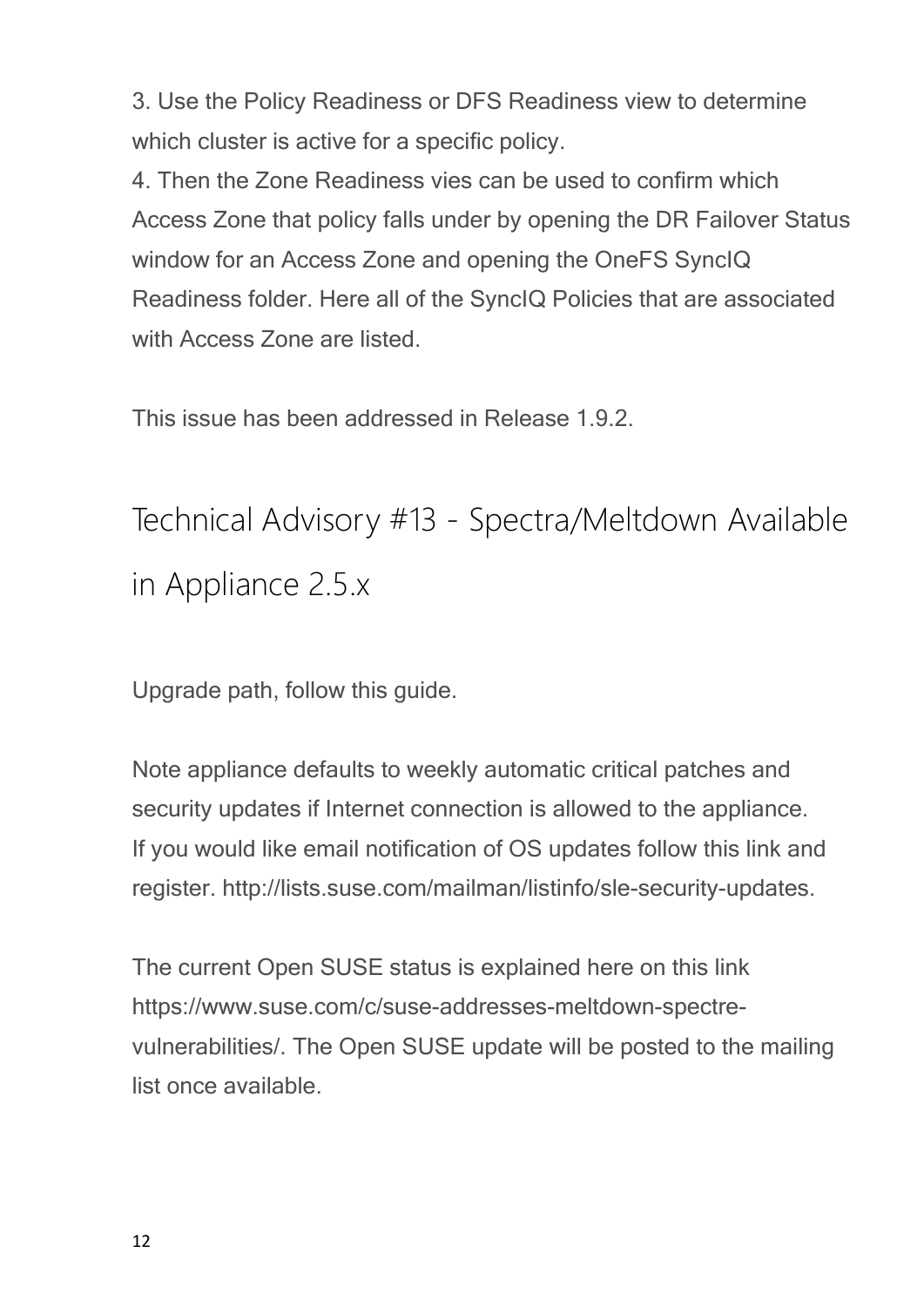3. Use the Policy Readiness or DFS Readiness view to determine which cluster is active for a specific policy.
4. Then the Zone Readiness vies can be used to confirm which Access Zone that policy falls under by opening the DR Failover Status window for an Access Zone and opening the OneFS SyncIQ Readiness folder. Here all of the SyncIQ Policies that are associated with Access Zone are listed.

This issue has been addressed in Release 1.9.2.

## Technical Advisory #13 - Spectra/Meltdown Available in Appliance 2.5.x

Upgrade path, follow this guide.

Note appliance defaults to weekly automatic critical patches and security updates if Internet connection is allowed to the appliance. If you would like email notification of OS updates follow this link and register. http://lists.suse.com/mailman/listinfo/sle-security-updates.

The current Open SUSE status is explained here on this link https://www.suse.com/c/suse-addresses-meltdown-spectre-vulnerabilities/. The Open SUSE update will be posted to the mailing list once available.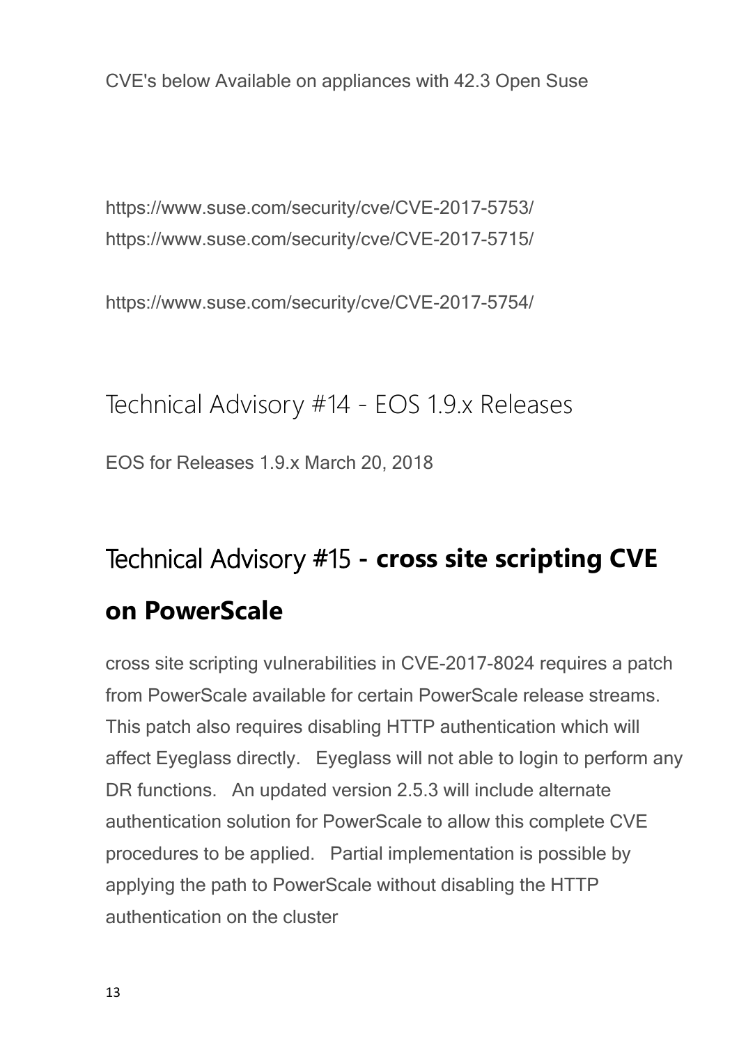CVE's below Available on appliances with 42.3 Open Suse

https://www.suse.com/security/cve/CVE-2017-5753/
https://www.suse.com/security/cve/CVE-2017-5715/

https://www.suse.com/security/cve/CVE-2017-5754/

## Technical Advisory #14 - EOS 1.9.x Releases

EOS for Releases 1.9.x March 20, 2018

## Technical Advisory #15 - **cross site scripting CVE on PowerScale**

cross site scripting vulnerabilities in CVE-2017-8024 requires a patch from PowerScale available for certain PowerScale release streams. This patch also requires disabling HTTP authentication which will affect Eyeglass directly. Eyeglass will not able to login to perform any DR functions. An updated version 2.5.3 will include alternate authentication solution for PowerScale to allow this complete CVE procedures to be applied. Partial implementation is possible by applying the path to PowerScale without disabling the HTTP authentication on the cluster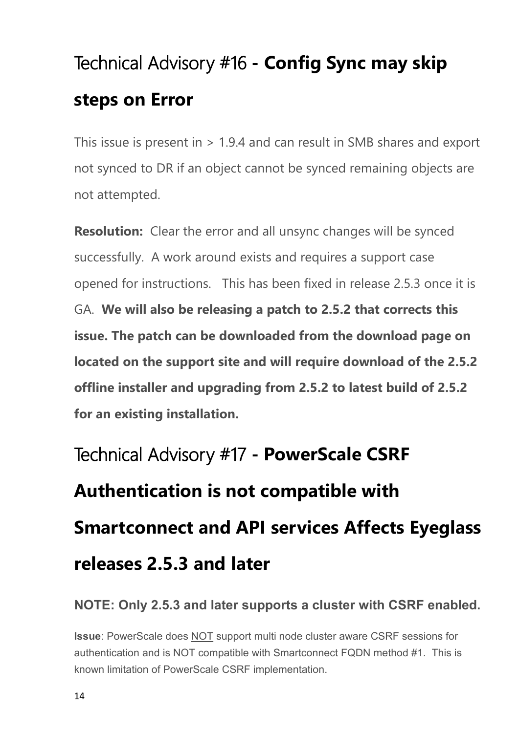## Technical Advisory #16 - **Config Sync may skip steps on Error**

This issue is present in > 1.9.4 and can result in SMB shares and export not synced to DR if an object cannot be synced remaining objects are not attempted.

**Resolution:** Clear the error and all unsync changes will be synced successfully. A work around exists and requires a support case opened for instructions. This has been fixed in release 2.5.3 once it is GA. **We will also be releasing a patch to 2.5.2 that corrects this issue. The patch can be downloaded from the download page on located on the support site and will require download of the 2.5.2 offline installer and upgrading from 2.5.2 to latest build of 2.5.2 for an existing installation.**

## Technical Advisory #17 - **PowerScale CSRF Authentication is not compatible with Smartconnect and API services Affects Eyeglass releases 2.5.3 and later**

**NOTE: Only 2.5.3 and later supports a cluster with CSRF enabled.**

**Issue**: PowerScale does NOT support multi node cluster aware CSRF sessions for authentication and is NOT compatible with Smartconnect FQDN method #1. This is known limitation of PowerScale CSRF implementation.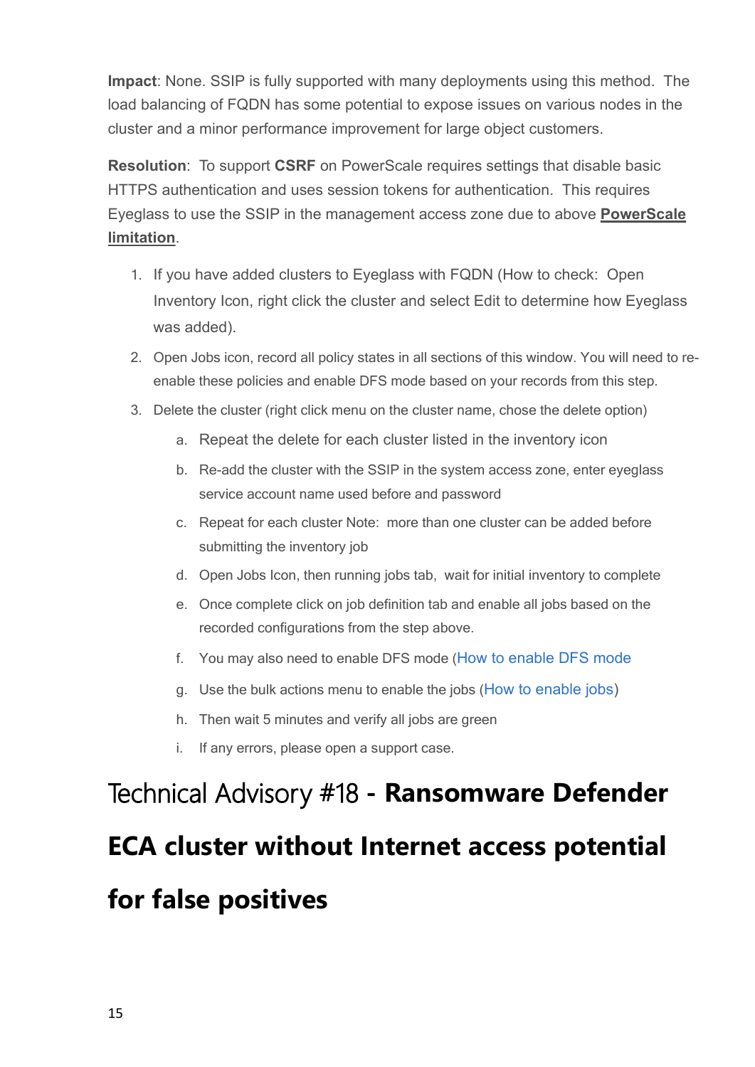**Impact**: None. SSIP is fully supported with many deployments using this method. The load balancing of FQDN has some potential to expose issues on various nodes in the cluster and a minor performance improvement for large object customers.

**Resolution**: To support **CSRF** on PowerScale requires settings that disable basic HTTPS authentication and uses session tokens for authentication. This requires Eyeglass to use the SSIP in the management access zone due to above **PowerScale limitation**.

1. If you have added clusters to Eyeglass with FQDN (How to check: Open Inventory Icon, right click the cluster and select Edit to determine how Eyeglass was added).
2. Open Jobs icon, record all policy states in all sections of this window. You will need to re-enable these policies and enable DFS mode based on your records from this step.
3. Delete the cluster (right click menu on the cluster name, chose the delete option)
    a. Repeat the delete for each cluster listed in the inventory icon
    b. Re-add the cluster with the SSIP in the system access zone, enter eyeglass service account name used before and password
    c. Repeat for each cluster Note: more than one cluster can be added before submitting the inventory job
    d. Open Jobs Icon, then running jobs tab, wait for initial inventory to complete
    e. Once complete click on job definition tab and enable all jobs based on the recorded configurations from the step above.
    f. You may also need to enable DFS mode (How to enable DFS mode
    g. Use the bulk actions menu to enable the jobs (How to enable jobs)
    h. Then wait 5 minutes and verify all jobs are green
    i. If any errors, please open a support case.

# Technical Advisory #18 - **Ransomware Defender ECA cluster without Internet access potential for false positives**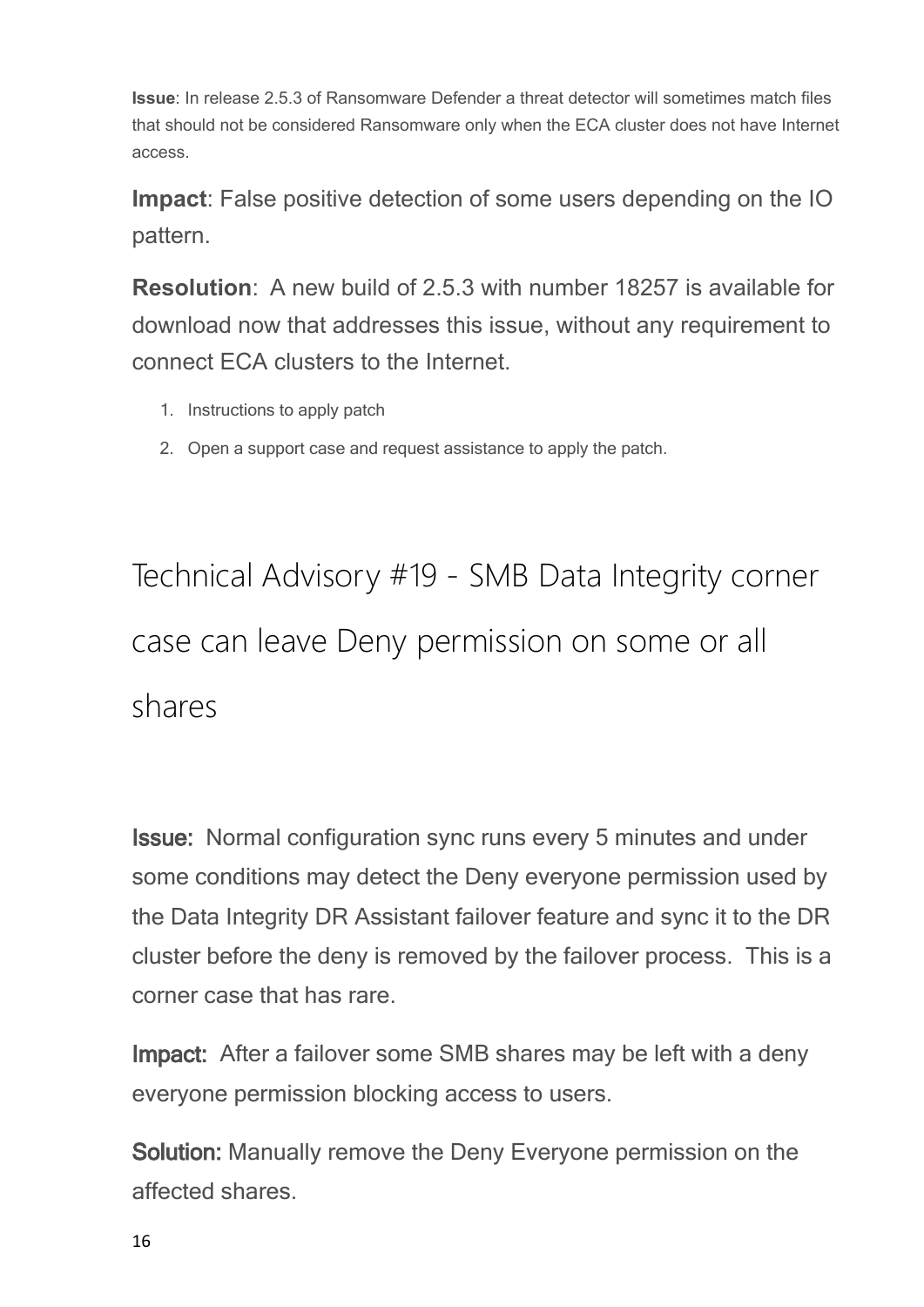**Issue**: In release 2.5.3 of Ransomware Defender a threat detector will sometimes match files that should not be considered Ransomware only when the ECA cluster does not have Internet access.

**Impact**: False positive detection of some users depending on the IO pattern.

**Resolution**:  A new build of 2.5.3 with number 18257 is available for download now that addresses this issue, without any requirement to connect ECA clusters to the Internet.

1. Instructions to apply patch
2. Open a support case and request assistance to apply the patch.

# Technical Advisory #19 - SMB Data Integrity corner case can leave Deny permission on some or all shares

**Issue:**  Normal configuration sync runs every 5 minutes and under some conditions may detect the Deny everyone permission used by the Data Integrity DR Assistant failover feature and sync it to the DR cluster before the deny is removed by the failover process.  This is a corner case that has rare.

**Impact:**  After a failover some SMB shares may be left with a deny everyone permission blocking access to users.

**Solution:** Manually remove the Deny Everyone permission on the affected shares.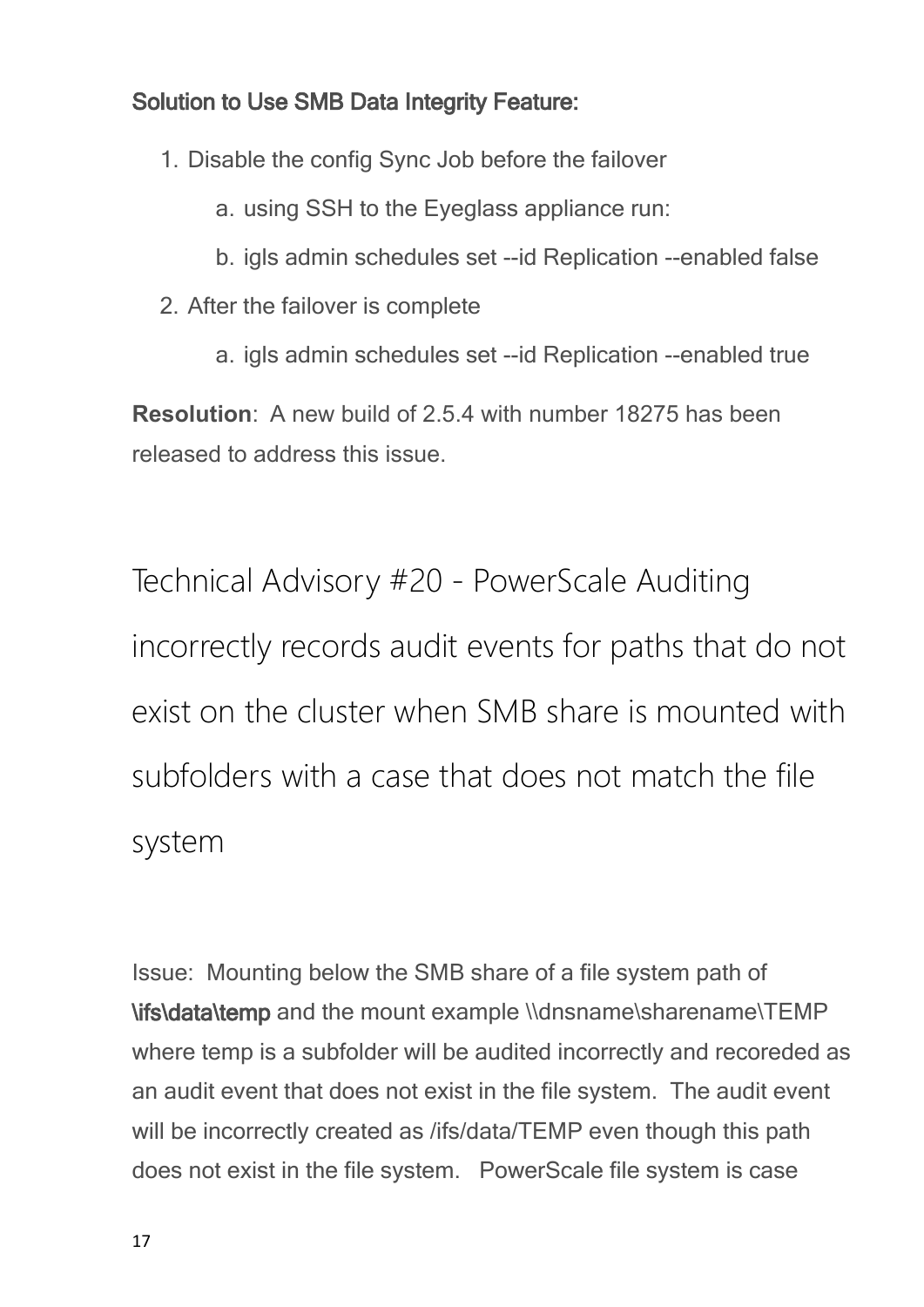**Solution to Use SMB Data Integrity Feature:**

1. Disable the config Sync Job before the failover
    a. using SSH to the Eyeglass appliance run:
    b. igls admin schedules set --id Replication --enabled false
2. After the failover is complete
    a. igls admin schedules set --id Replication --enabled true

**Resolution**: A new build of 2.5.4 with number 18275 has been released to address this issue.

# Technical Advisory #20 - PowerScale Auditing incorrectly records audit events for paths that do not exist on the cluster when SMB share is mounted with subfolders with a case that does not match the file system

Issue: Mounting below the SMB share of a file system path of **\ifs\data\temp** and the mount example \\dnsname\sharename\TEMP where temp is a subfolder will be audited incorrectly and recoreded as an audit event that does not exist in the file system. The audit event will be incorrectly created as /ifs/data/TEMP even though this path does not exist in the file system. PowerScale file system is case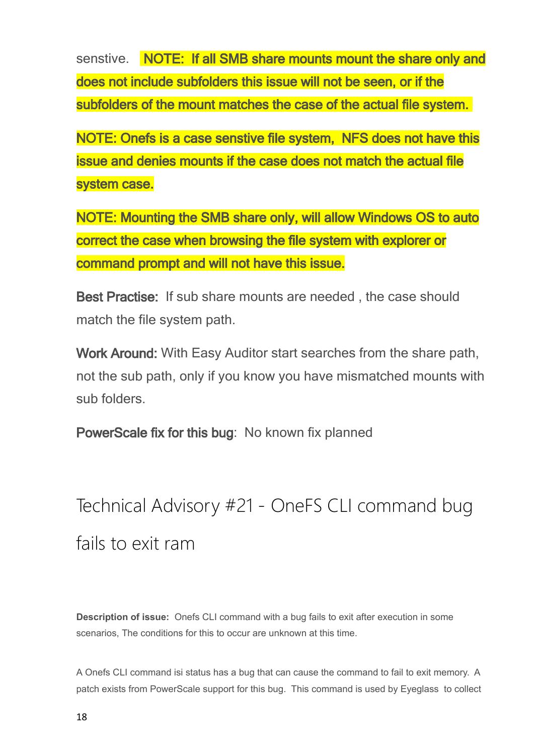senstive. **NOTE: If all SMB share mounts mount the share only and does not include subfolders this issue will not be seen, or if the subfolders of the mount matches the case of the actual file system.**

**NOTE: Onefs is a case senstive file system, NFS does not have this issue and denies mounts if the case does not match the actual file system case.**

**NOTE: Mounting the SMB share only, will allow Windows OS to auto correct the case when browsing the file system with explorer or command prompt and will not have this issue.**

**Best Practise:** If sub share mounts are needed , the case should match the file system path.

**Work Around:** With Easy Auditor start searches from the share path, not the sub path, only if you know you have mismatched mounts with sub folders.

**PowerScale fix for this bug**: No known fix planned

# Technical Advisory #21 - OneFS CLI command bug fails to exit ram

**Description of issue:** Onefs CLI command with a bug fails to exit after execution in some scenarios, The conditions for this to occur are unknown at this time.

A Onefs CLI command isi status has a bug that can cause the command to fail to exit memory. A patch exists from PowerScale support for this bug. This command is used by Eyeglass to collect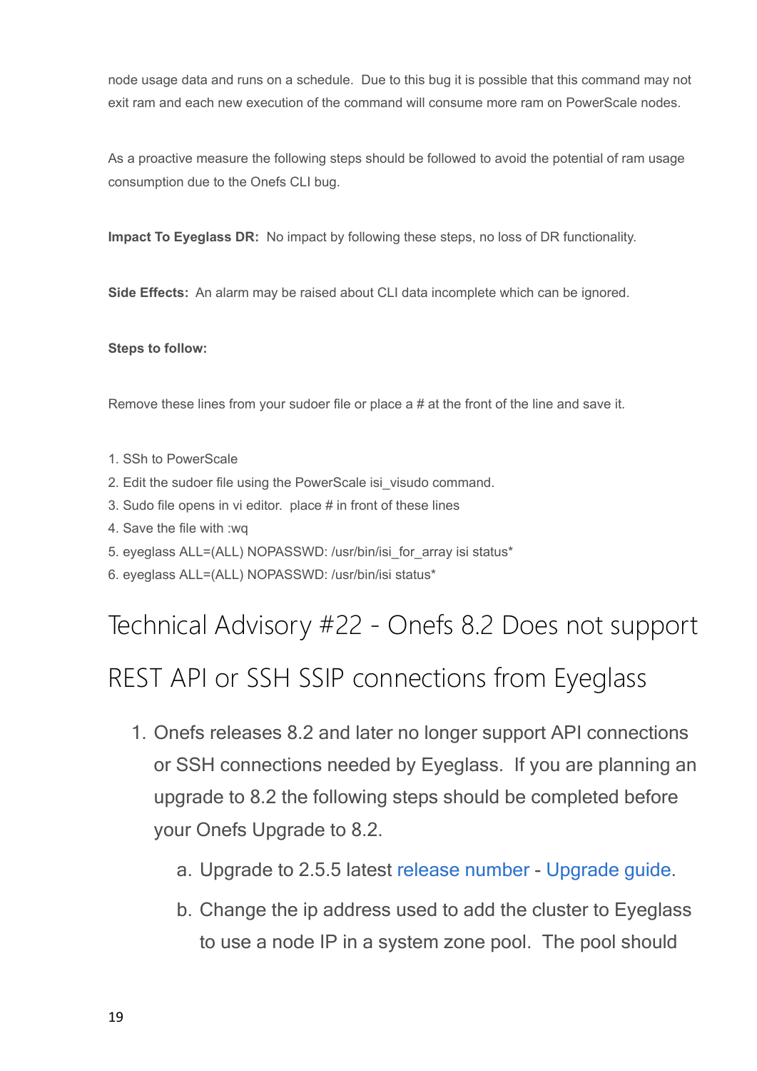node usage data and runs on a schedule.  Due to this bug it is possible that this command may not exit ram and each new execution of the command will consume more ram on PowerScale nodes.

As a proactive measure the following steps should be followed to avoid the potential of ram usage consumption due to the Onefs CLI bug.

**Impact To Eyeglass DR:** No impact by following these steps, no loss of DR functionality.

**Side Effects:** An alarm may be raised about CLI data incomplete which can be ignored.

**Steps to follow:**

Remove these lines from your sudoer file or place a # at the front of the line and save it.

1. SSh to PowerScale
2. Edit the sudoer file using the PowerScale isi_visudo command.
3. Sudo file opens in vi editor.  place # in front of these lines
4. Save the file with :wq
5. eyeglass ALL=(ALL) NOPASSWD: /usr/bin/isi_for_array isi status*
6. eyeglass ALL=(ALL) NOPASSWD: /usr/bin/isi status*

# Technical Advisory #22 - Onefs 8.2 Does not support REST API or SSH SSIP connections from Eyeglass

1. Onefs releases 8.2 and later no longer support API connections or SSH connections needed by Eyeglass.  If you are planning an upgrade to 8.2 the following steps should be completed before your Onefs Upgrade to 8.2.
    a. Upgrade to 2.5.5 latest release number - Upgrade guide.
    b. Change the ip address used to add the cluster to Eyeglass to use a node IP in a system zone pool.  The pool should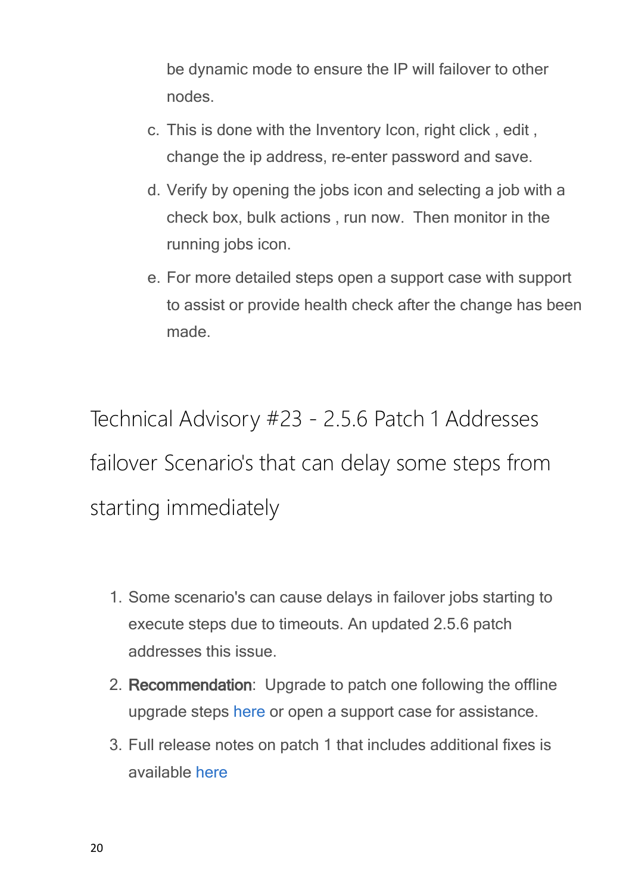be dynamic mode to ensure the IP will failover to other nodes.

c. This is done with the Inventory Icon, right click , edit , change the ip address, re-enter password and save.
d. Verify by opening the jobs icon and selecting a job with a check box, bulk actions , run now.  Then monitor in the running jobs icon.
e. For more detailed steps open a support case with support to assist or provide health check after the change has been made.

## Technical Advisory #23 - 2.5.6 Patch 1 Addresses failover Scenario's that can delay some steps from starting immediately

1. Some scenario's can cause delays in failover jobs starting to execute steps due to timeouts. An updated 2.5.6 patch addresses this issue.
2. **Recommendation**:  Upgrade to patch one following the offline upgrade steps here or open a support case for assistance.
3. Full release notes on patch 1 that includes additional fixes is available here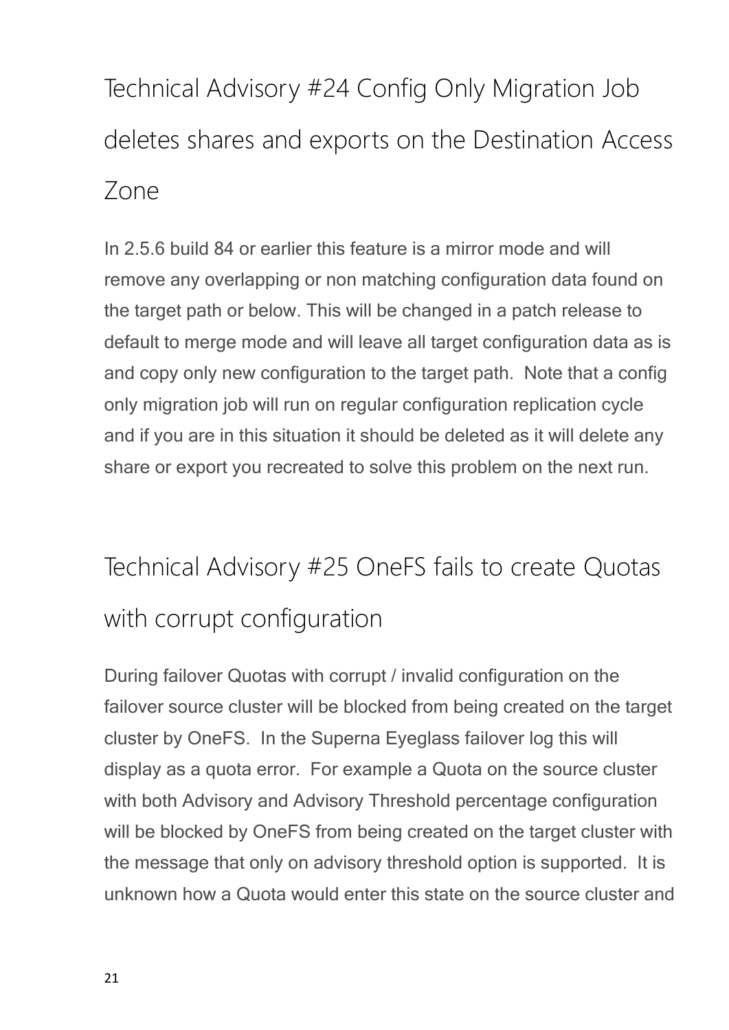## Technical Advisory #24 Config Only Migration Job deletes shares and exports on the Destination Access Zone

In 2.5.6 build 84 or earlier this feature is a mirror mode and will remove any overlapping or non matching configuration data found on the target path or below. This will be changed in a patch release to default to merge mode and will leave all target configuration data as is and copy only new configuration to the target path.  Note that a config only migration job will run on regular configuration replication cycle and if you are in this situation it should be deleted as it will delete any share or export you recreated to solve this problem on the next run.

## Technical Advisory #25 OneFS fails to create Quotas with corrupt configuration

During failover Quotas with corrupt / invalid configuration on the failover source cluster will be blocked from being created on the target cluster by OneFS.  In the Superna Eyeglass failover log this will display as a quota error.  For example a Quota on the source cluster with both Advisory and Advisory Threshold percentage configuration will be blocked by OneFS from being created on the target cluster with the message that only on advisory threshold option is supported.  It is unknown how a Quota would enter this state on the source cluster and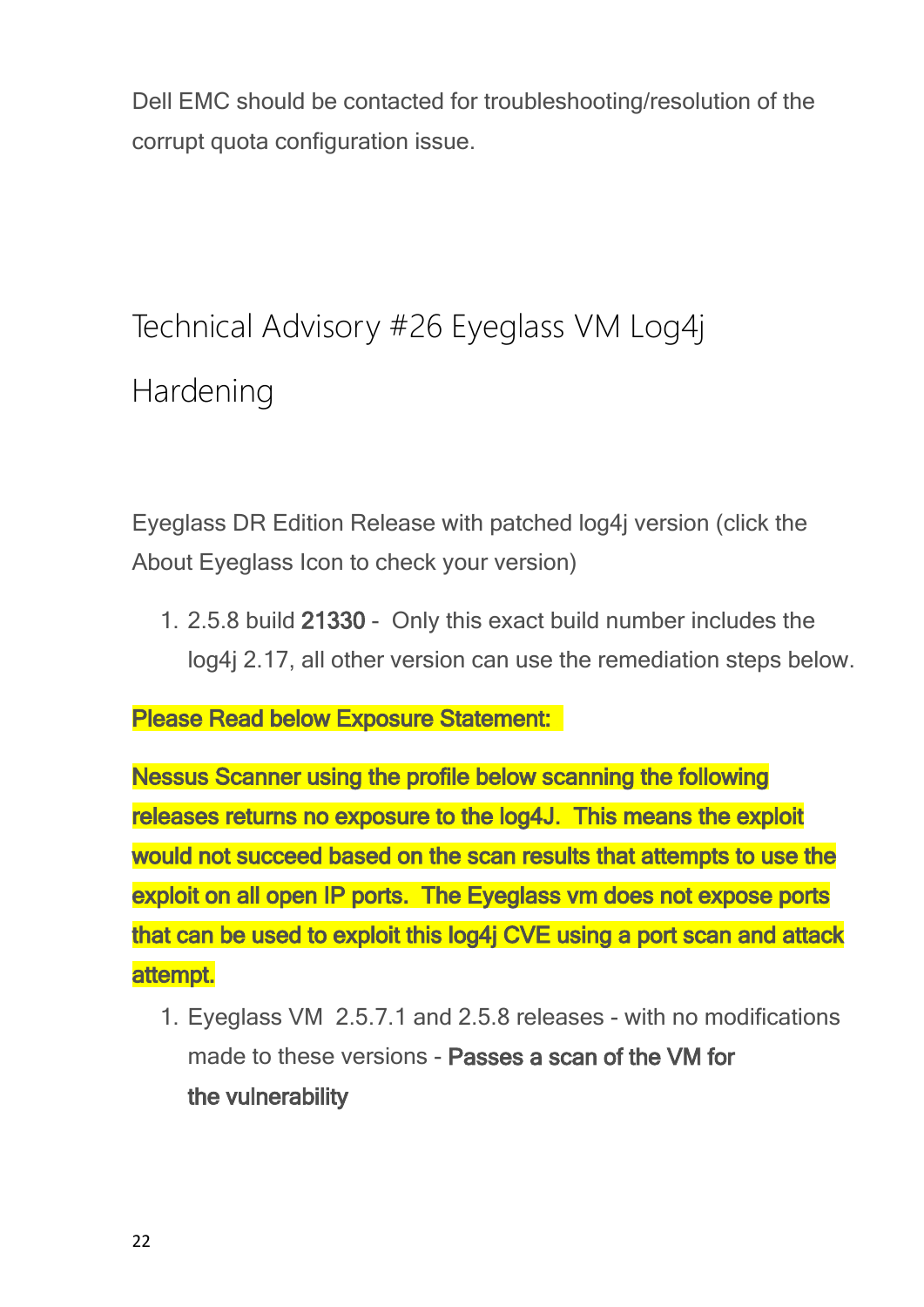Dell EMC should be contacted for troubleshooting/resolution of the corrupt quota configuration issue.

# Technical Advisory #26 Eyeglass VM Log4j Hardening

Eyeglass DR Edition Release with patched log4j version (click the About Eyeglass Icon to check your version)

1. 2.5.8 build **21330** - Only this exact build number includes the log4j 2.17, all other version can use the remediation steps below.

**Please Read below Exposure Statement:**

**Nessus Scanner using the profile below scanning the following releases returns no exposure to the log4J. This means the exploit would not succeed based on the scan results that attempts to use the exploit on all open IP ports. The Eyeglass vm does not expose ports that can be used to exploit this log4j CVE using a port scan and attack attempt.**

1. Eyeglass VM 2.5.7.1 and 2.5.8 releases - with no modifications made to these versions - **Passes a scan of the VM for the vulnerability**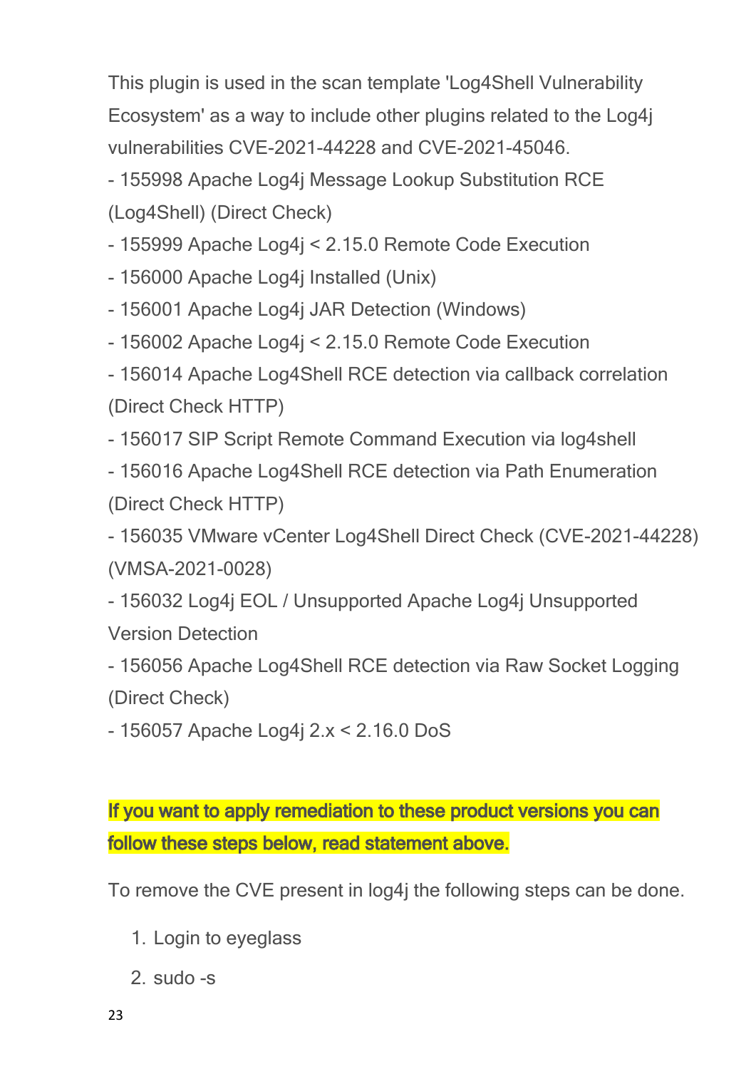This plugin is used in the scan template 'Log4Shell Vulnerability Ecosystem' as a way to include other plugins related to the Log4j vulnerabilities CVE-2021-44228 and CVE-2021-45046.

- 155998 Apache Log4j Message Lookup Substitution RCE (Log4Shell) (Direct Check)
- 155999 Apache Log4j < 2.15.0 Remote Code Execution
- 156000 Apache Log4j Installed (Unix)
- 156001 Apache Log4j JAR Detection (Windows)
- 156002 Apache Log4j < 2.15.0 Remote Code Execution
- 156014 Apache Log4Shell RCE detection via callback correlation (Direct Check HTTP)
- 156017 SIP Script Remote Command Execution via log4shell
- 156016 Apache Log4Shell RCE detection via Path Enumeration (Direct Check HTTP)
- 156035 VMware vCenter Log4Shell Direct Check (CVE-2021-44228) (VMSA-2021-0028)
- 156032 Log4j EOL / Unsupported Apache Log4j Unsupported Version Detection
- 156056 Apache Log4Shell RCE detection via Raw Socket Logging (Direct Check)
- 156057 Apache Log4j 2.x < 2.16.0 DoS

**If you want to apply remediation to these product versions you can follow these steps below, read statement above.**

To remove the CVE present in log4j the following steps can be done.

1. Login to eyeglass
2. sudo -s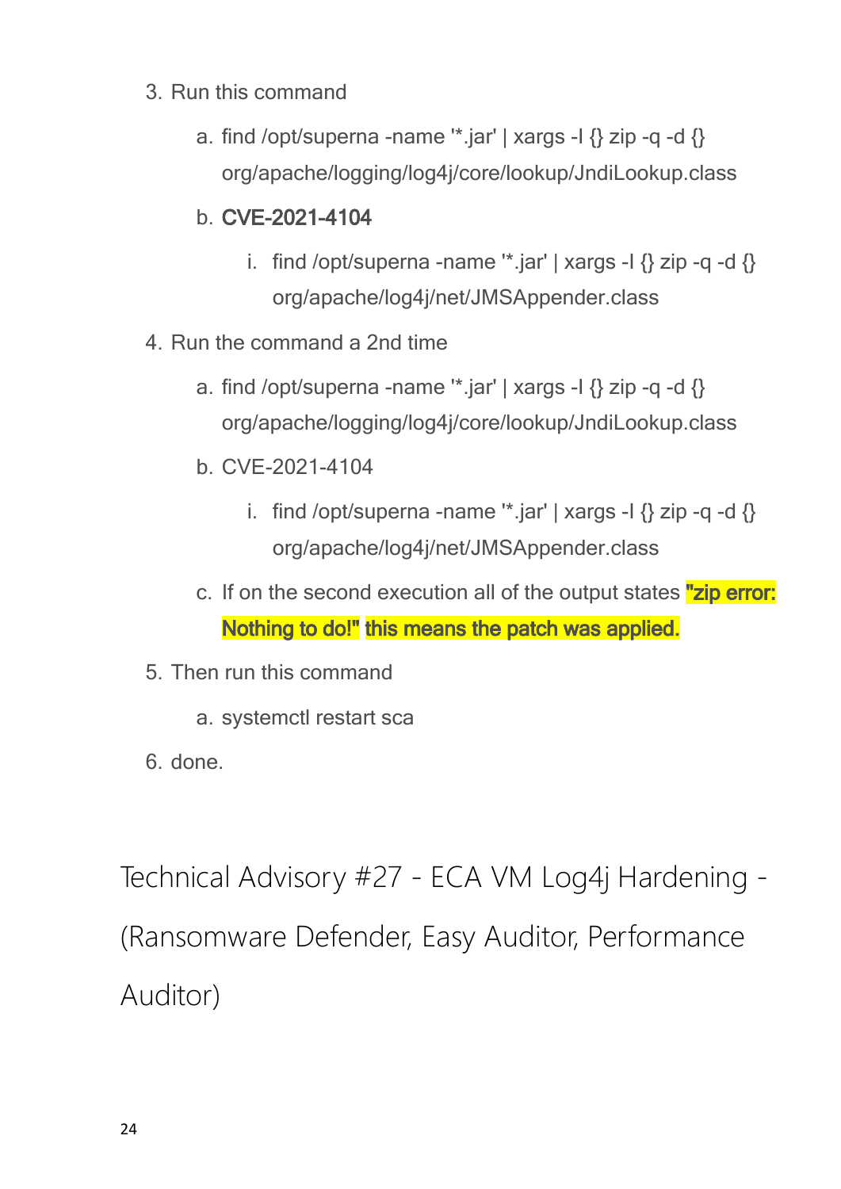3. Run this command
    a. find /opt/superna -name '*.jar' | xargs -I {} zip -q -d {} org/apache/logging/log4j/core/lookup/JndiLookup.class
    b. **CVE-2021-4104**
        i. find /opt/superna -name '*.jar' | xargs -I {} zip -q -d {} org/apache/log4j/net/JMSAppender.class
4. Run the command a 2nd time
    a. find /opt/superna -name '*.jar' | xargs -I {} zip -q -d {} org/apache/logging/log4j/core/lookup/JndiLookup.class
    b. CVE-2021-4104
        i. find /opt/superna -name '*.jar' | xargs -I {} zip -q -d {} org/apache/log4j/net/JMSAppender.class
    c. If on the second execution all of the output states **"zip error: Nothing to do!" this means the patch was applied.**
5. Then run this command
    a. systemctl restart sca
6. done.

# Technical Advisory #27 - ECA VM Log4j Hardening - (Ransomware Defender, Easy Auditor, Performance Auditor)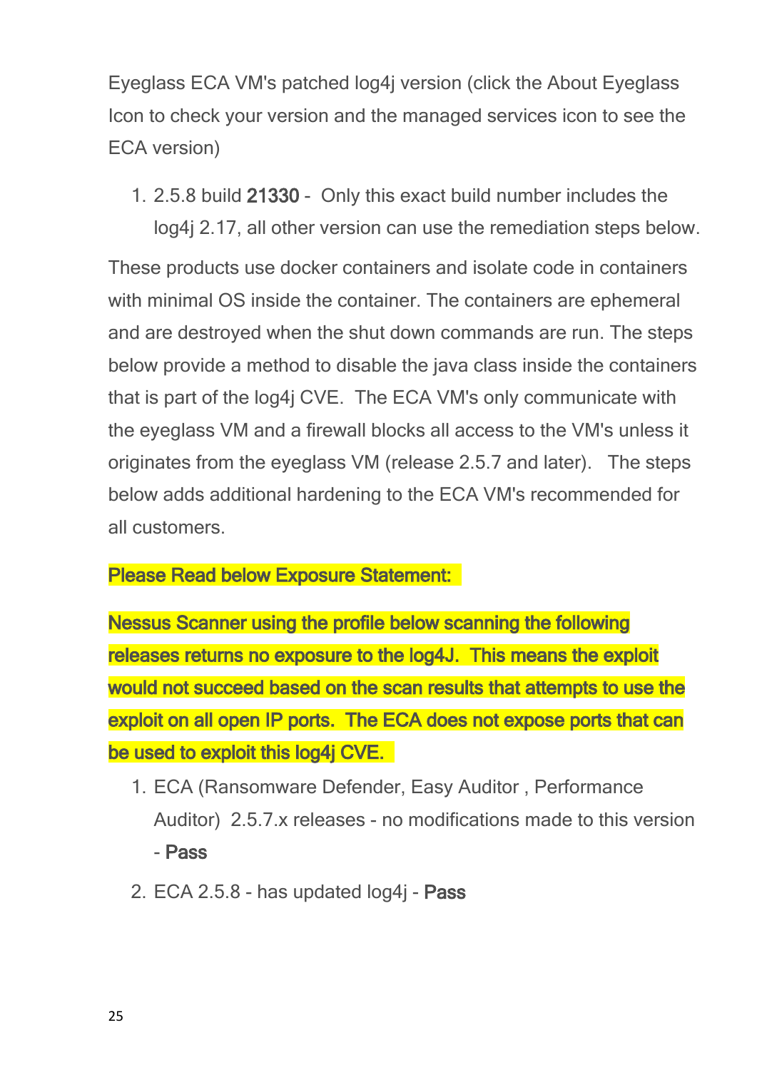Eyeglass ECA VM's patched log4j version (click the About Eyeglass Icon to check your version and the managed services icon to see the ECA version)

1. 2.5.8 build **21330** - Only this exact build number includes the log4j 2.17, all other version can use the remediation steps below.

These products use docker containers and isolate code in containers with minimal OS inside the container. The containers are ephemeral and are destroyed when the shut down commands are run. The steps below provide a method to disable the java class inside the containers that is part of the log4j CVE. The ECA VM's only communicate with the eyeglass VM and a firewall blocks all access to the VM's unless it originates from the eyeglass VM (release 2.5.7 and later). The steps below adds additional hardening to the ECA VM's recommended for all customers.

**Please Read below Exposure Statement:**

**Nessus Scanner using the profile below scanning the following releases returns no exposure to the log4J. This means the exploit would not succeed based on the scan results that attempts to use the exploit on all open IP ports. The ECA does not expose ports that can be used to exploit this log4j CVE.**

1. ECA (Ransomware Defender, Easy Auditor , Performance Auditor) 2.5.7.x releases - no modifications made to this version - **Pass**
2. ECA 2.5.8 - has updated log4j - **Pass**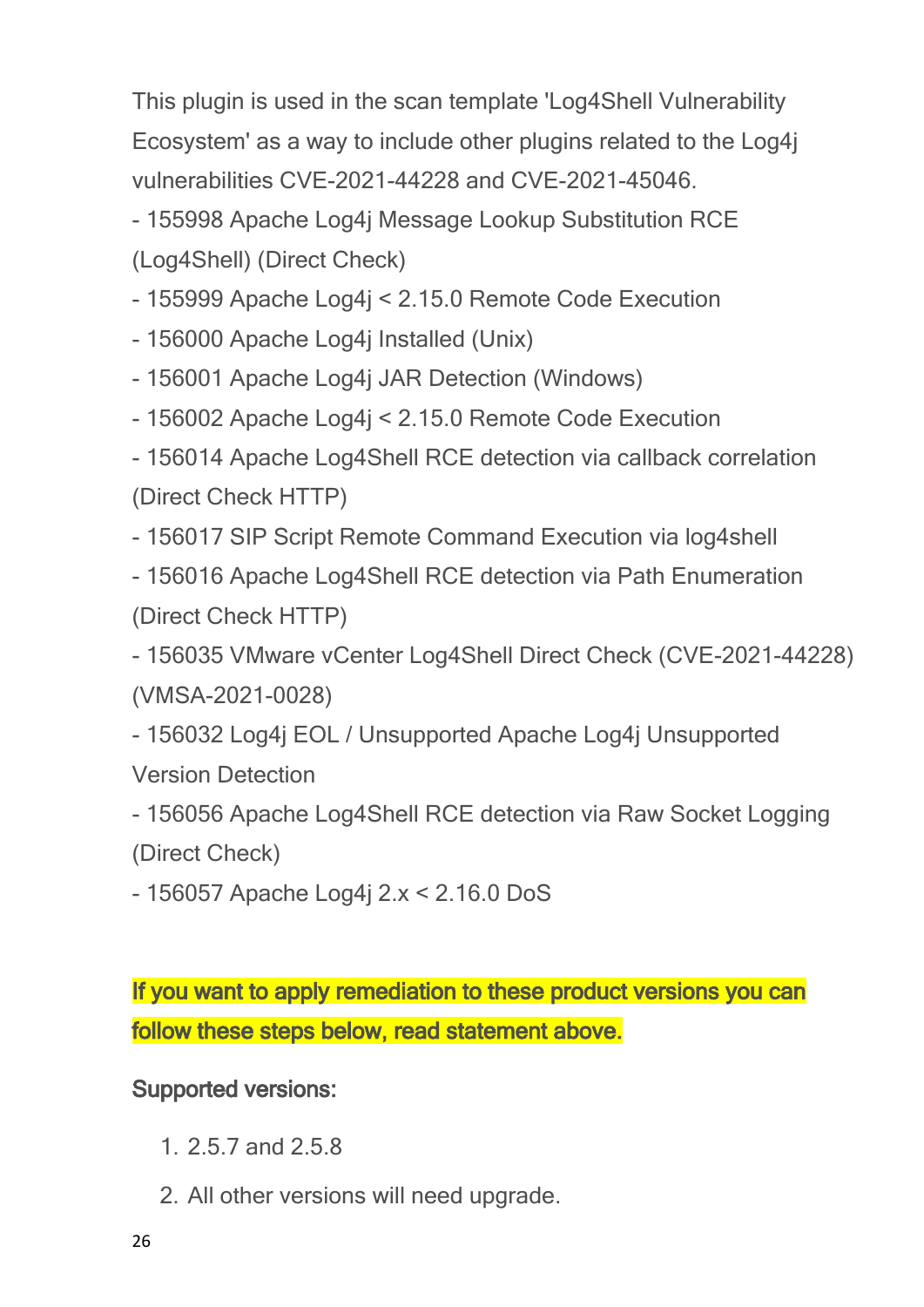This plugin is used in the scan template 'Log4Shell Vulnerability Ecosystem' as a way to include other plugins related to the Log4j vulnerabilities CVE-2021-44228 and CVE-2021-45046.

- 155998 Apache Log4j Message Lookup Substitution RCE (Log4Shell) (Direct Check)
- 155999 Apache Log4j < 2.15.0 Remote Code Execution
- 156000 Apache Log4j Installed (Unix)
- 156001 Apache Log4j JAR Detection (Windows)
- 156002 Apache Log4j < 2.15.0 Remote Code Execution
- 156014 Apache Log4Shell RCE detection via callback correlation (Direct Check HTTP)
- 156017 SIP Script Remote Command Execution via log4shell
- 156016 Apache Log4Shell RCE detection via Path Enumeration (Direct Check HTTP)
- 156035 VMware vCenter Log4Shell Direct Check (CVE-2021-44228) (VMSA-2021-0028)
- 156032 Log4j EOL / Unsupported Apache Log4j Unsupported Version Detection
- 156056 Apache Log4Shell RCE detection via Raw Socket Logging (Direct Check)
- 156057 Apache Log4j 2.x < 2.16.0 DoS

**If you want to apply remediation to these product versions you can follow these steps below, read statement above.**

**Supported versions:**

1. 2.5.7 and 2.5.8
2. All other versions will need upgrade.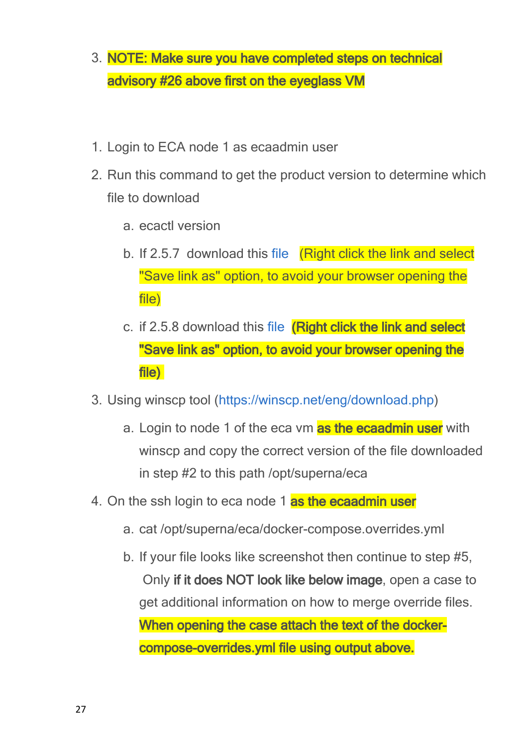3. **NOTE: Make sure you have completed steps on technical advisory #26 above first on the eyeglass VM**

1. Login to ECA node 1 as ecaadmin user
2. Run this command to get the product version to determine which file to download
    a. ecactl version
    b. If 2.5.7 download this file (Right click the link and select "Save link as" option, to avoid your browser opening the file)
    c. if 2.5.8 download this file **(Right click the link and select "Save link as" option, to avoid your browser opening the file)**
3. Using winscp tool (https://winscp.net/eng/download.php)
    a. Login to node 1 of the eca vm **as the ecaadmin user** with winscp and copy the correct version of the file downloaded in step #2 to this path /opt/superna/eca
4. On the ssh login to eca node 1 **as the ecaadmin user**
    a. cat /opt/superna/eca/docker-compose.overrides.yml
    b. If your file looks like screenshot then continue to step #5, Only **if it does NOT look like below image**, open a case to get additional information on how to merge override files. **When opening the case attach the text of the docker-compose-overrides.yml file using output above.**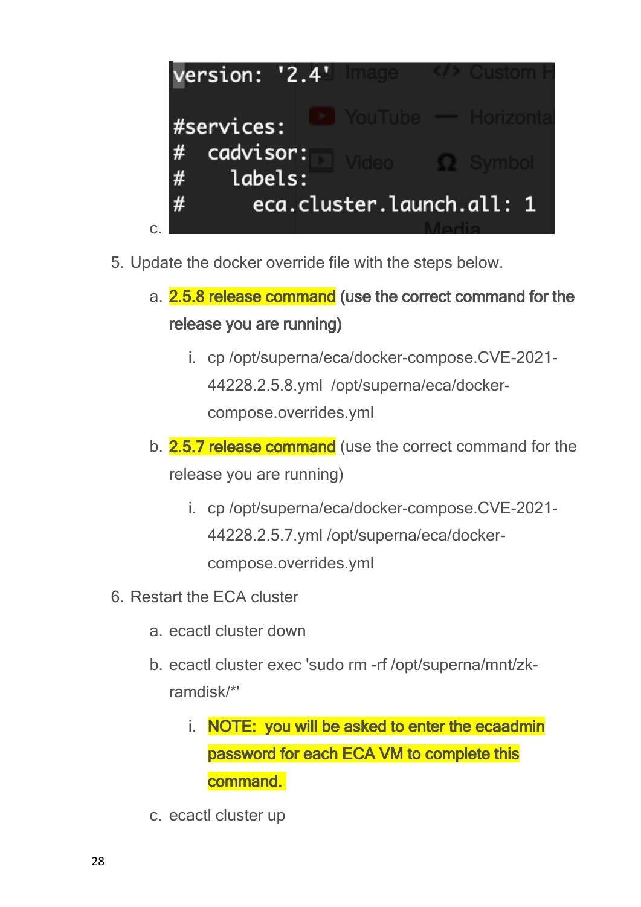c.

```
version: '2.4'

#services:
#  cadvisor:
#    labels:
#      eca.cluster.launch.all: 1
```

5. Update the docker override file with the steps below.
   a. **2.5.8 release command (use the correct command for the release you are running)**
      i. cp /opt/superna/eca/docker-compose.CVE-2021-44228.2.5.8.yml /opt/superna/eca/docker-compose.overrides.yml
   b. **2.5.7 release command** (use the correct command for the release you are running)
      i. cp /opt/superna/eca/docker-compose.CVE-2021-44228.2.5.7.yml /opt/superna/eca/docker-compose.overrides.yml
6. Restart the ECA cluster
   a. ecactl cluster down
   b. ecactl cluster exec 'sudo rm -rf /opt/superna/mnt/zk-ramdisk/*'
      i. **NOTE: you will be asked to enter the ecaadmin password for each ECA VM to complete this command.**
   c. ecactl cluster up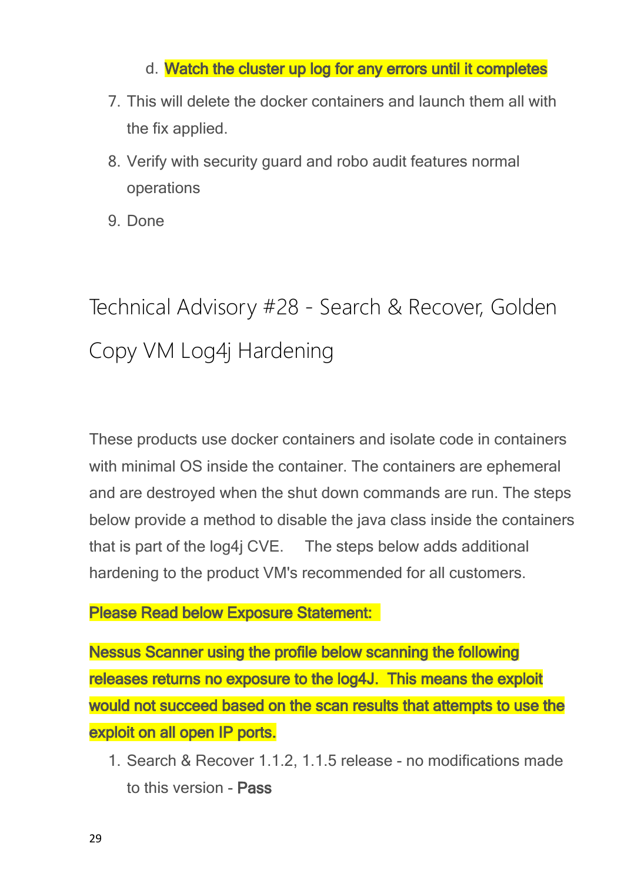d. **Watch the cluster up log for any errors until it completes**

7. This will delete the docker containers and launch them all with the fix applied.
8. Verify with security guard and robo audit features normal operations
9. Done

# Technical Advisory #28 - Search & Recover, Golden Copy VM Log4j Hardening

These products use docker containers and isolate code in containers with minimal OS inside the container. The containers are ephemeral and are destroyed when the shut down commands are run. The steps below provide a method to disable the java class inside the containers that is part of the log4j CVE. The steps below adds additional hardening to the product VM's recommended for all customers.

**Please Read below Exposure Statement:**

**Nessus Scanner using the profile below scanning the following releases returns no exposure to the log4J. This means the exploit would not succeed based on the scan results that attempts to use the exploit on all open IP ports.**

1. Search & Recover 1.1.2, 1.1.5 release - no modifications made to this version - **Pass**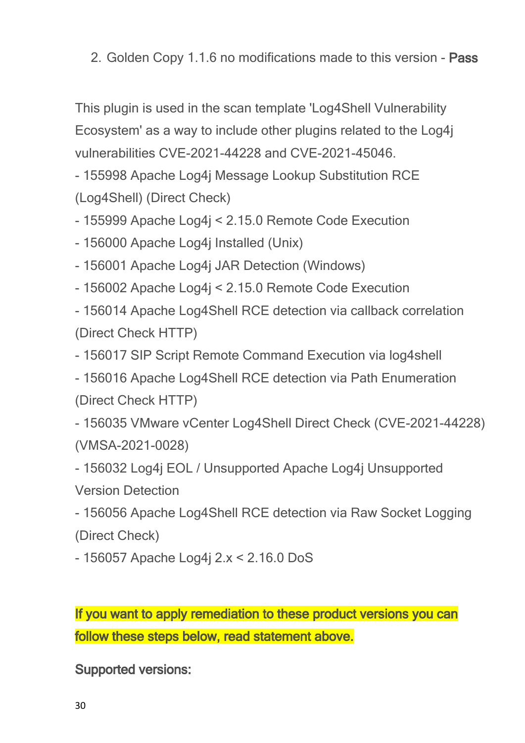2. Golden Copy 1.1.6 no modifications made to this version - **Pass**

This plugin is used in the scan template 'Log4Shell Vulnerability Ecosystem' as a way to include other plugins related to the Log4j vulnerabilities CVE-2021-44228 and CVE-2021-45046.
- 155998 Apache Log4j Message Lookup Substitution RCE (Log4Shell) (Direct Check)
- 155999 Apache Log4j < 2.15.0 Remote Code Execution
- 156000 Apache Log4j Installed (Unix)
- 156001 Apache Log4j JAR Detection (Windows)
- 156002 Apache Log4j < 2.15.0 Remote Code Execution
- 156014 Apache Log4Shell RCE detection via callback correlation (Direct Check HTTP)
- 156017 SIP Script Remote Command Execution via log4shell
- 156016 Apache Log4Shell RCE detection via Path Enumeration (Direct Check HTTP)
- 156035 VMware vCenter Log4Shell Direct Check (CVE-2021-44228) (VMSA-2021-0028)
- 156032 Log4j EOL / Unsupported Apache Log4j Unsupported Version Detection
- 156056 Apache Log4Shell RCE detection via Raw Socket Logging (Direct Check)
- 156057 Apache Log4j 2.x < 2.16.0 DoS

**If you want to apply remediation to these product versions you can follow these steps below, read statement above.**

**Supported versions:**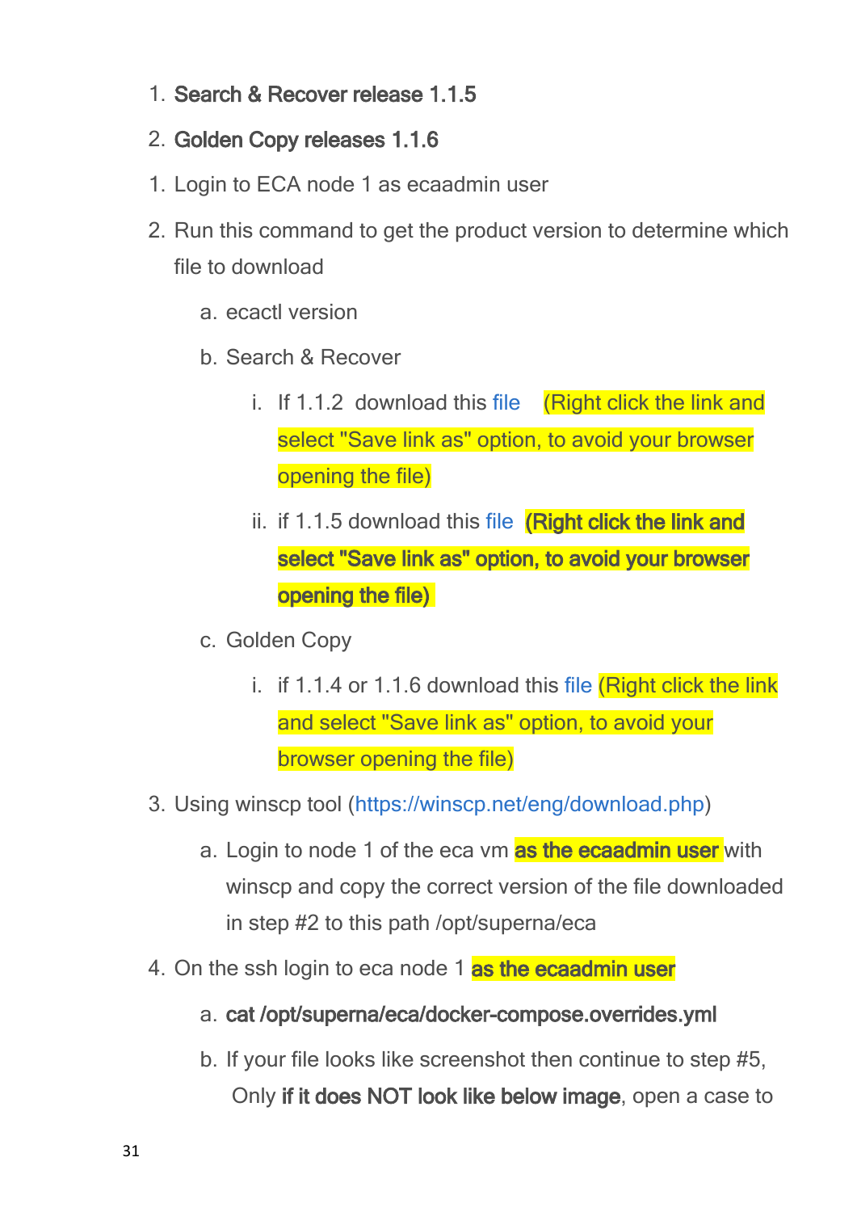1. **Search & Recover release 1.1.5**
2. **Golden Copy releases 1.1.6**

1. Login to ECA node 1 as ecaadmin user
2. Run this command to get the product version to determine which file to download
    a. ecactl version
    b. Search & Recover
        i. If 1.1.2 download this file (Right click the link and select "Save link as" option, to avoid your browser opening the file)
        ii. if 1.1.5 download this file **(Right click the link and select "Save link as" option, to avoid your browser opening the file)**
    c. Golden Copy
        i. if 1.1.4 or 1.1.6 download this file (Right click the link and select "Save link as" option, to avoid your browser opening the file)
3. Using winscp tool (https://winscp.net/eng/download.php)
    a. Login to node 1 of the eca vm **as the ecaadmin user** with winscp and copy the correct version of the file downloaded in step #2 to this path /opt/superna/eca
4. On the ssh login to eca node 1 **as the ecaadmin user**
    a. **cat /opt/superna/eca/docker-compose.overrides.yml**
    b. If your file looks like screenshot then continue to step #5, Only **if it does NOT look like below image**, open a case to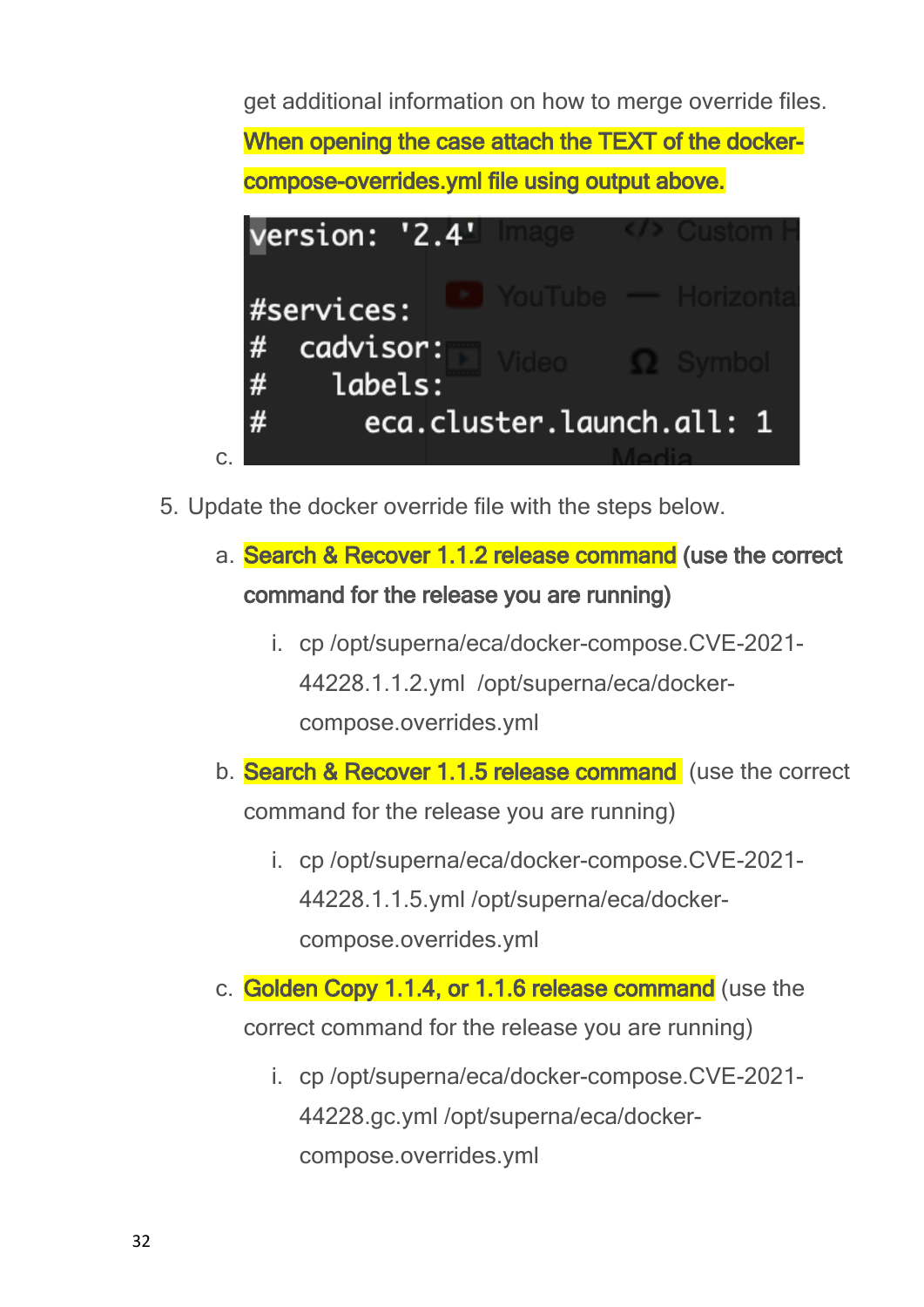get additional information on how to merge override files. **When opening the case attach the TEXT of the docker-compose-overrides.yml file using output above.**

c.
```
version: '2.4'

#services:
#  cadvisor:
#    labels:
#      eca.cluster.launch.all: 1
```

5. Update the docker override file with the steps below.
   a. **Search & Recover 1.1.2 release command (use the correct command for the release you are running)**
      i. cp /opt/superna/eca/docker-compose.CVE-2021-44228.1.1.2.yml /opt/superna/eca/docker-compose.overrides.yml
   b. **Search & Recover 1.1.5 release command** (use the correct command for the release you are running)
      i. cp /opt/superna/eca/docker-compose.CVE-2021-44228.1.1.5.yml /opt/superna/eca/docker-compose.overrides.yml
   c. **Golden Copy 1.1.4, or 1.1.6 release command** (use the correct command for the release you are running)
      i. cp /opt/superna/eca/docker-compose.CVE-2021-44228.gc.yml /opt/superna/eca/docker-compose.overrides.yml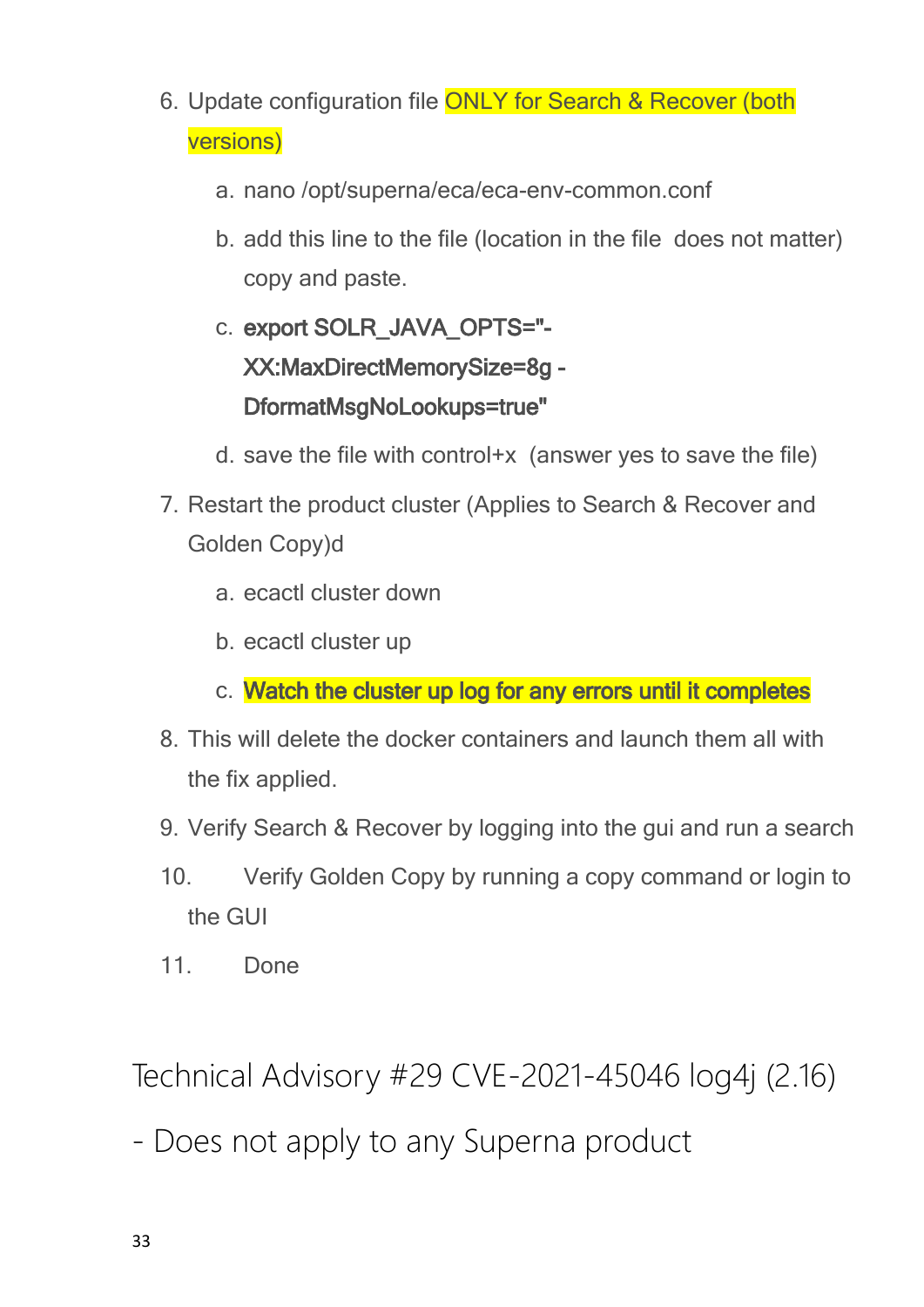6. Update configuration file ONLY for Search & Recover (both versions)
    a. nano /opt/superna/eca/eca-env-common.conf
    b. add this line to the file (location in the file  does not matter) copy and paste.
    c. **export SOLR_JAVA_OPTS="-XX:MaxDirectMemorySize=8g -DformatMsgNoLookups=true"**
    d. save the file with control+x  (answer yes to save the file)
7. Restart the product cluster (Applies to Search & Recover and Golden Copy)d
    a. ecactl cluster down
    b. ecactl cluster up
    c. **Watch the cluster up log for any errors until it completes**
8. This will delete the docker containers and launch them all with the fix applied.
9. Verify Search & Recover by logging into the gui and run a search
10. Verify Golden Copy by running a copy command or login to the GUI
11. Done

# Technical Advisory #29 CVE-2021-45046 log4j (2.16) - Does not apply to any Superna product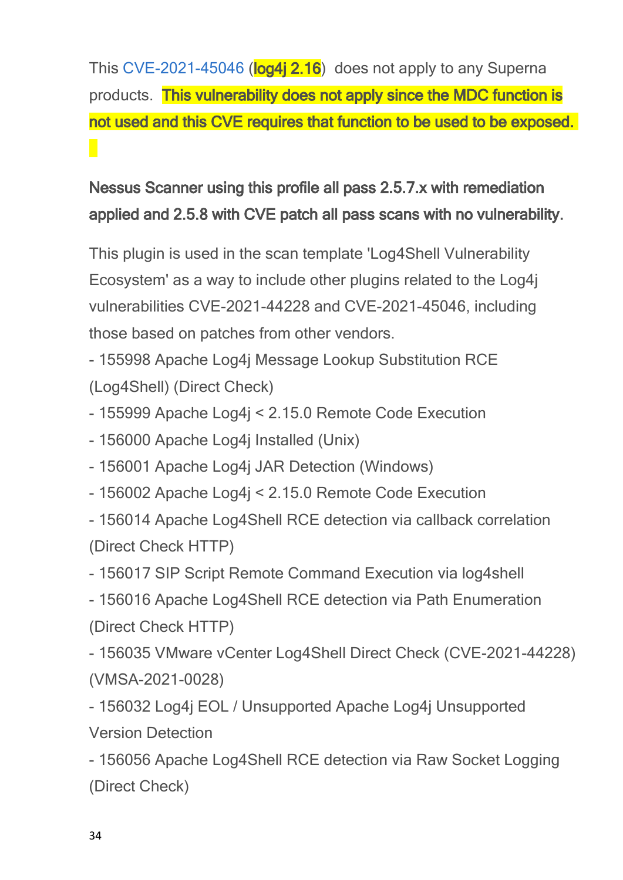This CVE-2021-45046 (**log4j 2.16**) does not apply to any Superna products. **This vulnerability does not apply since the MDC function is not used and this CVE requires that function to be used to be exposed.**

**Nessus Scanner using this profile all pass 2.5.7.x with remediation applied and 2.5.8 with CVE patch all pass scans with no vulnerability.**

This plugin is used in the scan template 'Log4Shell Vulnerability Ecosystem' as a way to include other plugins related to the Log4j vulnerabilities CVE-2021-44228 and CVE-2021-45046, including those based on patches from other vendors.

- 155998 Apache Log4j Message Lookup Substitution RCE (Log4Shell) (Direct Check)
- 155999 Apache Log4j < 2.15.0 Remote Code Execution
- 156000 Apache Log4j Installed (Unix)
- 156001 Apache Log4j JAR Detection (Windows)
- 156002 Apache Log4j < 2.15.0 Remote Code Execution
- 156014 Apache Log4Shell RCE detection via callback correlation (Direct Check HTTP)
- 156017 SIP Script Remote Command Execution via log4shell
- 156016 Apache Log4Shell RCE detection via Path Enumeration (Direct Check HTTP)
- 156035 VMware vCenter Log4Shell Direct Check (CVE-2021-44228) (VMSA-2021-0028)
- 156032 Log4j EOL / Unsupported Apache Log4j Unsupported Version Detection
- 156056 Apache Log4Shell RCE detection via Raw Socket Logging (Direct Check)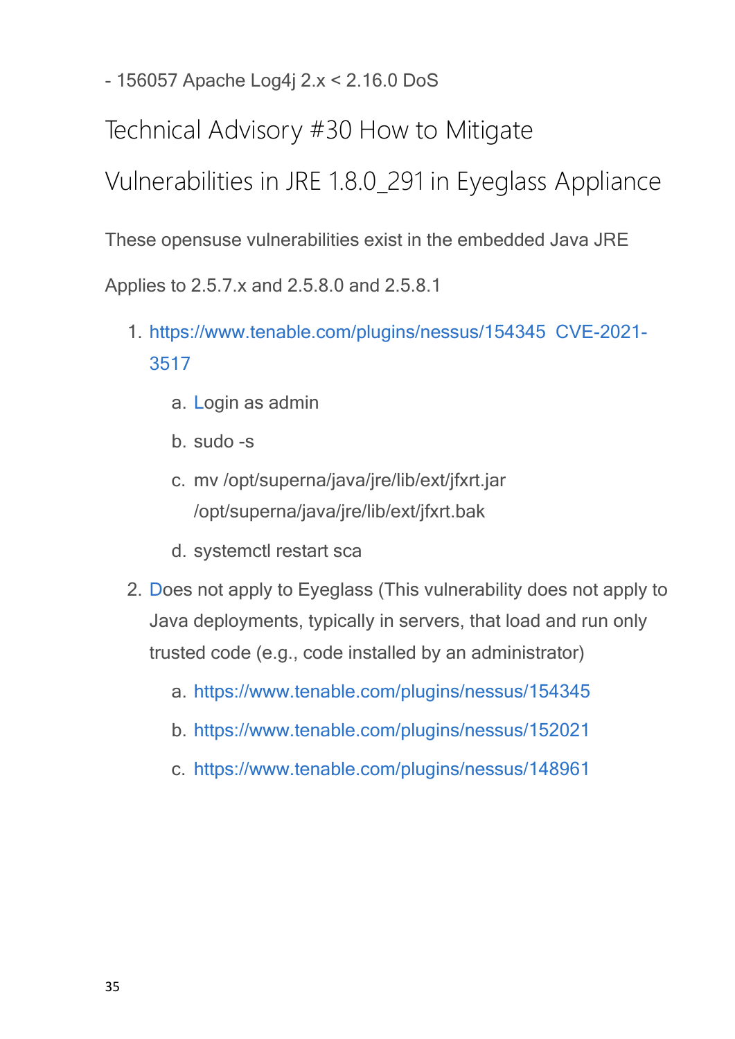- 156057 Apache Log4j 2.x < 2.16.0 DoS

## Technical Advisory #30 How to Mitigate Vulnerabilities in JRE 1.8.0_291 in Eyeglass Appliance

These opensuse vulnerabilities exist in the embedded Java JRE

Applies to 2.5.7.x and 2.5.8.0 and 2.5.8.1

1. https://www.tenable.com/plugins/nessus/154345 CVE-2021-3517
    a. Login as admin
    b. sudo -s
    c. mv /opt/superna/java/jre/lib/ext/jfxrt.jar /opt/superna/java/jre/lib/ext/jfxrt.bak
    d. systemctl restart sca
2. Does not apply to Eyeglass (This vulnerability does not apply to Java deployments, typically in servers, that load and run only trusted code (e.g., code installed by an administrator)
    a. https://www.tenable.com/plugins/nessus/154345
    b. https://www.tenable.com/plugins/nessus/152021
    c. https://www.tenable.com/plugins/nessus/148961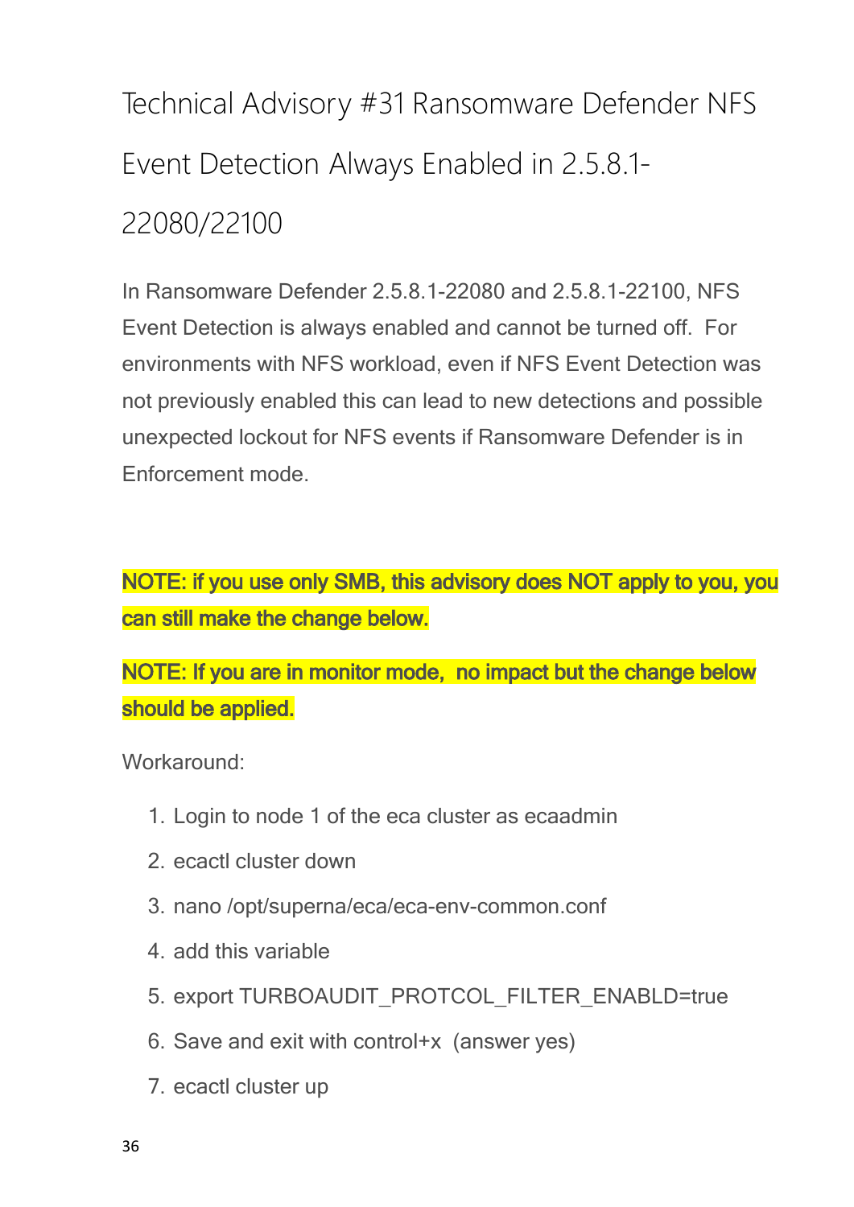# Technical Advisory #31 Ransomware Defender NFS Event Detection Always Enabled in 2.5.8.1-22080/22100

In Ransomware Defender 2.5.8.1-22080 and 2.5.8.1-22100, NFS Event Detection is always enabled and cannot be turned off. For environments with NFS workload, even if NFS Event Detection was not previously enabled this can lead to new detections and possible unexpected lockout for NFS events if Ransomware Defender is in Enforcement mode.

**NOTE: if you use only SMB, this advisory does NOT apply to you, you can still make the change below.**

**NOTE: If you are in monitor mode, no impact but the change below should be applied.**

Workaround:

1. Login to node 1 of the eca cluster as ecaadmin
2. ecactl cluster down
3. nano /opt/superna/eca/eca-env-common.conf
4. add this variable
5. export TURBOAUDIT_PROTCOL_FILTER_ENABLD=true
6. Save and exit with control+x (answer yes)
7. ecactl cluster up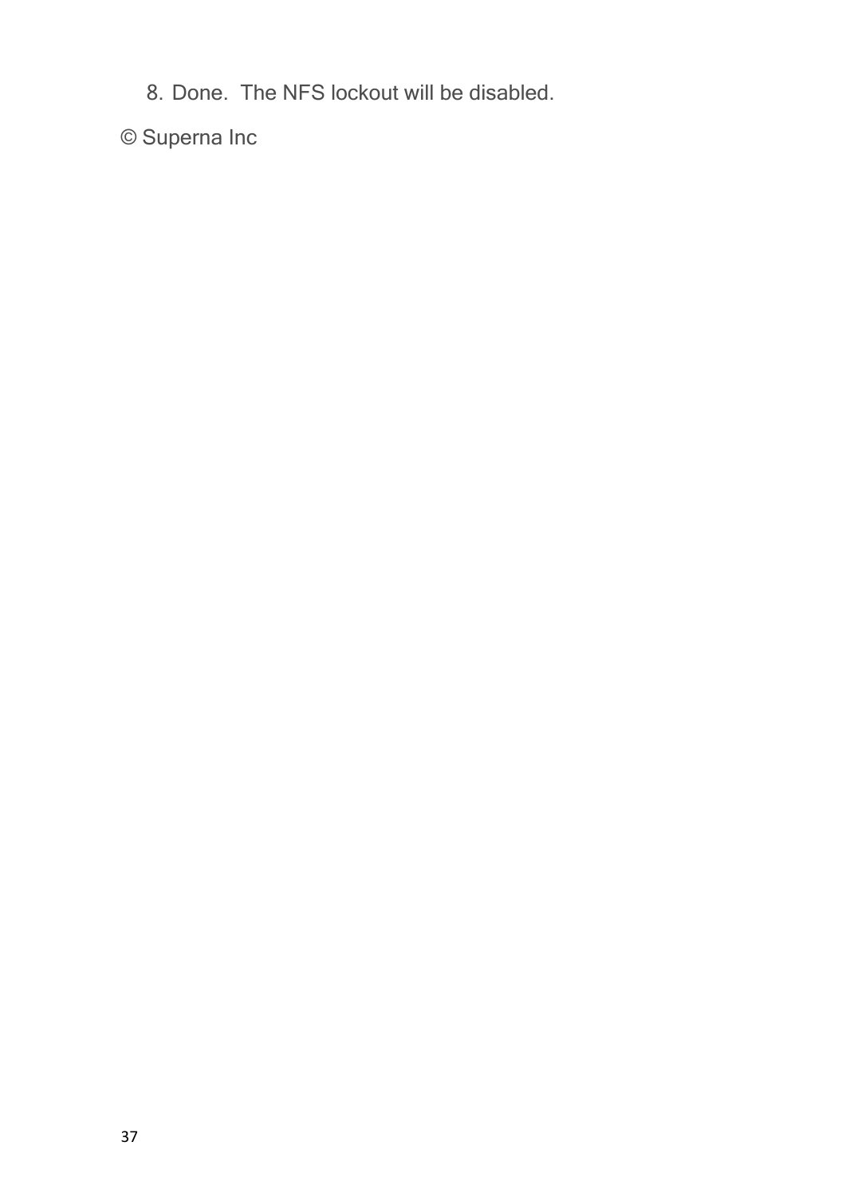8. Done.  The NFS lockout will be disabled.

© Superna Inc